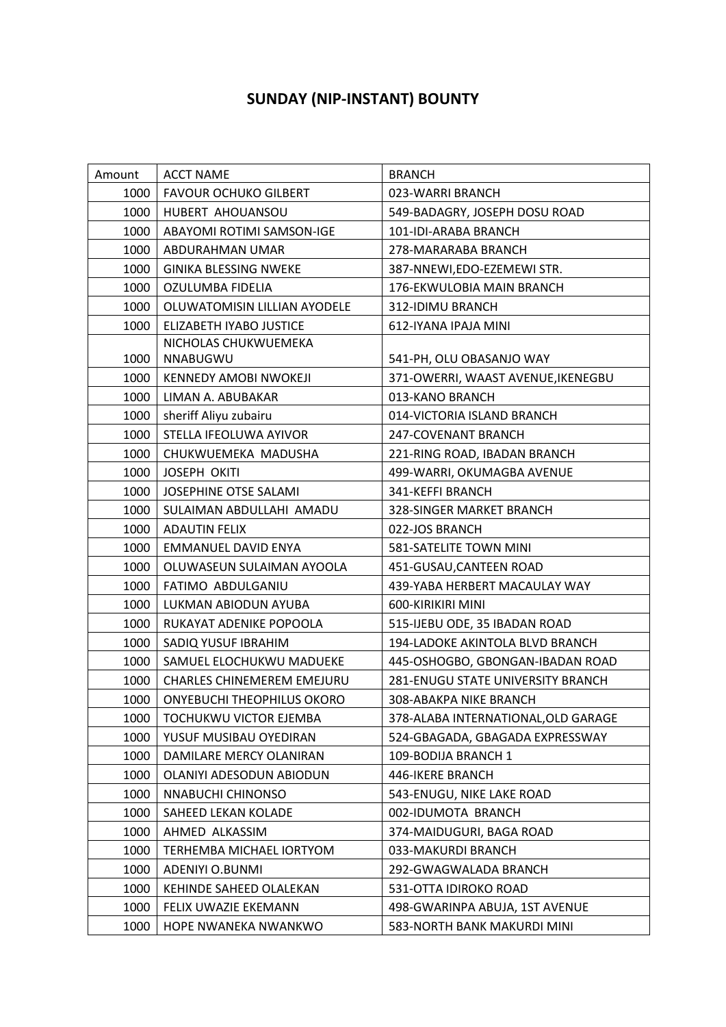# SUNDAY (NIP-INSTANT) BOUNTY

| Amount | ACCT NAME | BRANCH |
|---|---|---|
| 1000 | FAVOUR OCHUKO GILBERT | 023-WARRI BRANCH |
| 1000 | HUBERT AHOUANSOU | 549-BADAGRY, JOSEPH DOSU ROAD |
| 1000 | ABAYOMI ROTIMI SAMSON-IGE | 101-IDI-ARABA BRANCH |
| 1000 | ABDURAHMAN UMAR | 278-MARARABA BRANCH |
| 1000 | GINIKA BLESSING NWEKE | 387-NNEWI,EDO-EZEMEWI STR. |
| 1000 | OZULUMBA FIDELIA | 176-EKWULOBIA MAIN BRANCH |
| 1000 | OLUWATOMISIN LILLIAN AYODELE | 312-IDIMU BRANCH |
| 1000 | ELIZABETH IYABO JUSTICE | 612-IYANA IPAJA MINI |
| 1000 | NICHOLAS CHUKWUEMEKA NNABUGWU | 541-PH, OLU OBASANJO WAY |
| 1000 | KENNEDY AMOBI NWOKEJI | 371-OWERRI, WAAST AVENUE,IKENEGBU |
| 1000 | LIMAN A. ABUBAKAR | 013-KANO BRANCH |
| 1000 | sheriff Aliyu zubairu | 014-VICTORIA ISLAND BRANCH |
| 1000 | STELLA IFEOLUWA AYIVOR | 247-COVENANT BRANCH |
| 1000 | CHUKWUEMEKA MADUSHA | 221-RING ROAD, IBADAN BRANCH |
| 1000 | JOSEPH OKITI | 499-WARRI, OKUMAGBA AVENUE |
| 1000 | JOSEPHINE OTSE SALAMI | 341-KEFFI BRANCH |
| 1000 | SULAIMAN ABDULLAHI AMADU | 328-SINGER MARKET BRANCH |
| 1000 | ADAUTIN FELIX | 022-JOS BRANCH |
| 1000 | EMMANUEL DAVID ENYA | 581-SATELITE TOWN MINI |
| 1000 | OLUWASEUN SULAIMAN AYOOLA | 451-GUSAU,CANTEEN ROAD |
| 1000 | FATIMO ABDULGANIU | 439-YABA HERBERT MACAULAY WAY |
| 1000 | LUKMAN ABIODUN AYUBA | 600-KIRIKIRI MINI |
| 1000 | RUKAYAT ADENIKE POPOOLA | 515-IJEBU ODE, 35 IBADAN ROAD |
| 1000 | SADIQ YUSUF IBRAHIM | 194-LADOKE AKINTOLA BLVD BRANCH |
| 1000 | SAMUEL ELOCHUKWU MADUEKE | 445-OSHOGBO, GBONGAN-IBADAN ROAD |
| 1000 | CHARLES CHINEMEREM EMEJURU | 281-ENUGU STATE UNIVERSITY BRANCH |
| 1000 | ONYEBUCHI THEOPHILUS OKORO | 308-ABAKPA NIKE BRANCH |
| 1000 | TOCHUKWU VICTOR EJEMBA | 378-ALABA INTERNATIONAL,OLD GARAGE |
| 1000 | YUSUF MUSIBAU OYEDIRAN | 524-GBAGADA, GBAGADA EXPRESSWAY |
| 1000 | DAMILARE MERCY OLANIRAN | 109-BODIJA BRANCH 1 |
| 1000 | OLANIYI ADESODUN ABIODUN | 446-IKERE BRANCH |
| 1000 | NNABUCHI CHINONSO | 543-ENUGU, NIKE LAKE ROAD |
| 1000 | SAHEED LEKAN KOLADE | 002-IDUMOTA BRANCH |
| 1000 | AHMED ALKASSIM | 374-MAIDUGURI, BAGA ROAD |
| 1000 | TERHEMBA MICHAEL IORTYOM | 033-MAKURDI BRANCH |
| 1000 | ADENIYI O.BUNMI | 292-GWAGWALADA BRANCH |
| 1000 | KEHINDE SAHEED OLALEKAN | 531-OTTA IDIROKO ROAD |
| 1000 | FELIX UWAZIE EKEMANN | 498-GWARINPA ABUJA, 1ST AVENUE |
| 1000 | HOPE NWANEKA NWANKWO | 583-NORTH BANK MAKURDI MINI |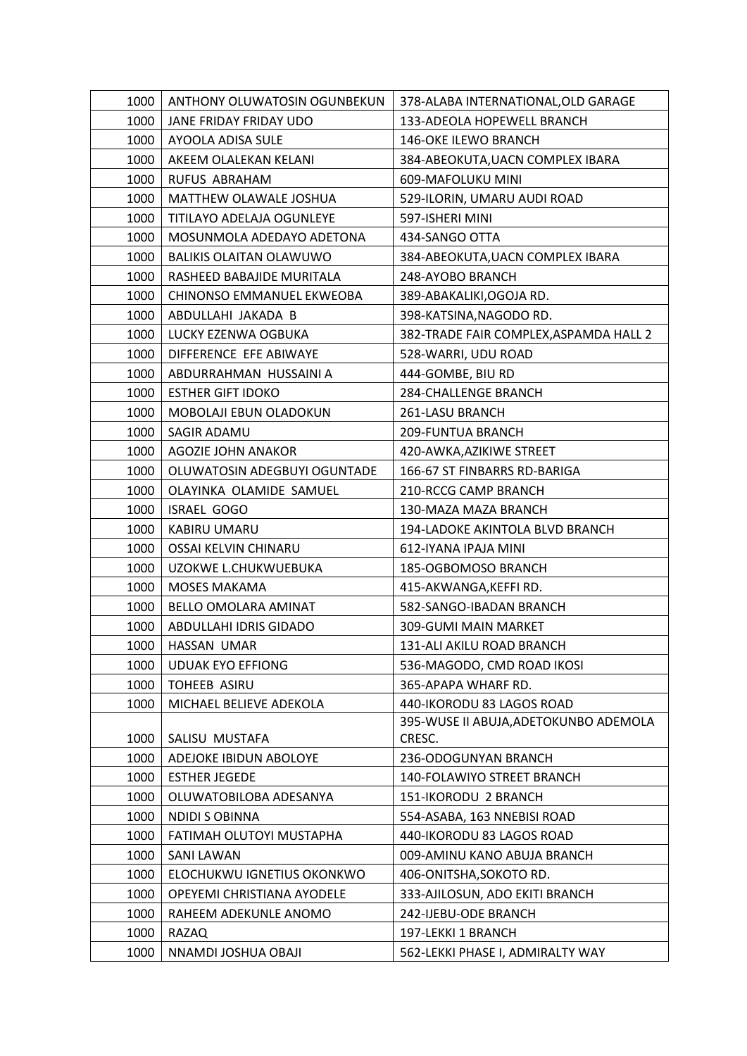| 1000 | ANTHONY OLUWATOSIN OGUNBEKUN | 378-ALABA INTERNATIONAL,OLD GARAGE |
|---|---|---|
| 1000 | JANE FRIDAY FRIDAY UDO | 133-ADEOLA HOPEWELL BRANCH |
| 1000 | AYOOLA ADISA SULE | 146-OKE ILEWO BRANCH |
| 1000 | AKEEM OLALEKAN KELANI | 384-ABEOKUTA,UACN COMPLEX IBARA |
| 1000 | RUFUS ABRAHAM | 609-MAFOLUKU MINI |
| 1000 | MATTHEW OLAWALE JOSHUA | 529-ILORIN, UMARU AUDI ROAD |
| 1000 | TITILAYO ADELAJA OGUNLEYE | 597-ISHERI MINI |
| 1000 | MOSUNMOLA ADEDAYO ADETONA | 434-SANGO OTTA |
| 1000 | BALIKIS OLAITAN OLAWUWO | 384-ABEOKUTA,UACN COMPLEX IBARA |
| 1000 | RASHEED BABAJIDE MURITALA | 248-AYOBO BRANCH |
| 1000 | CHINONSO EMMANUEL EKWEOBA | 389-ABAKALIKI,OGOJA RD. |
| 1000 | ABDULLAHI JAKADA B | 398-KATSINA,NAGODO RD. |
| 1000 | LUCKY EZENWA OGBUKA | 382-TRADE FAIR COMPLEX,ASPAMDA HALL 2 |
| 1000 | DIFFERENCE EFE ABIWAYE | 528-WARRI, UDU ROAD |
| 1000 | ABDURRAHMAN HUSSAINI A | 444-GOMBE, BIU RD |
| 1000 | ESTHER GIFT IDOKO | 284-CHALLENGE BRANCH |
| 1000 | MOBOLAJI EBUN OLADOKUN | 261-LASU BRANCH |
| 1000 | SAGIR ADAMU | 209-FUNTUA BRANCH |
| 1000 | AGOZIE JOHN ANAKOR | 420-AWKA,AZIKIWE STREET |
| 1000 | OLUWATOSIN ADEGBUYI OGUNTADE | 166-67 ST FINBARRS RD-BARIGA |
| 1000 | OLAYINKA OLAMIDE SAMUEL | 210-RCCG CAMP BRANCH |
| 1000 | ISRAEL GOGO | 130-MAZA MAZA BRANCH |
| 1000 | KABIRU UMARU | 194-LADOKE AKINTOLA BLVD BRANCH |
| 1000 | OSSAI KELVIN CHINARU | 612-IYANA IPAJA MINI |
| 1000 | UZOKWE L.CHUKWUEBUKA | 185-OGBOMOSO BRANCH |
| 1000 | MOSES MAKAMA | 415-AKWANGA,KEFFI RD. |
| 1000 | BELLO OMOLARA AMINAT | 582-SANGO-IBADAN BRANCH |
| 1000 | ABDULLAHI IDRIS GIDADO | 309-GUMI MAIN MARKET |
| 1000 | HASSAN UMAR | 131-ALI AKILU ROAD BRANCH |
| 1000 | UDUAK EYO EFFIONG | 536-MAGODO, CMD ROAD IKOSI |
| 1000 | TOHEEB ASIRU | 365-APAPA WHARF RD. |
| 1000 | MICHAEL BELIEVE ADEKOLA | 440-IKORODU 83 LAGOS ROAD |
| 1000 | SALISU MUSTAFA | 395-WUSE II ABUJA,ADETOKUNBO ADEMOLA CRESC. |
| 1000 | ADEJOKE IBIDUN ABOLOYE | 236-ODOGUNYAN BRANCH |
| 1000 | ESTHER JEGEDE | 140-FOLAWIYO STREET BRANCH |
| 1000 | OLUWATOBILOBA ADESANYA | 151-IKORODU 2 BRANCH |
| 1000 | NDIDI S OBINNA | 554-ASABA, 163 NNEBISI ROAD |
| 1000 | FATIMAH OLUTOYI MUSTAPHA | 440-IKORODU 83 LAGOS ROAD |
| 1000 | SANI LAWAN | 009-AMINU KANO ABUJA BRANCH |
| 1000 | ELOCHUKWU IGNETIUS OKONKWO | 406-ONITSHA,SOKOTO RD. |
| 1000 | OPEYEMI CHRISTIANA AYODELE | 333-AJILOSUN, ADO EKITI BRANCH |
| 1000 | RAHEEM ADEKUNLE ANOMO | 242-IJEBU-ODE BRANCH |
| 1000 | RAZAQ | 197-LEKKI 1 BRANCH |
| 1000 | NNAMDI JOSHUA OBAJI | 562-LEKKI PHASE I, ADMIRALTY WAY |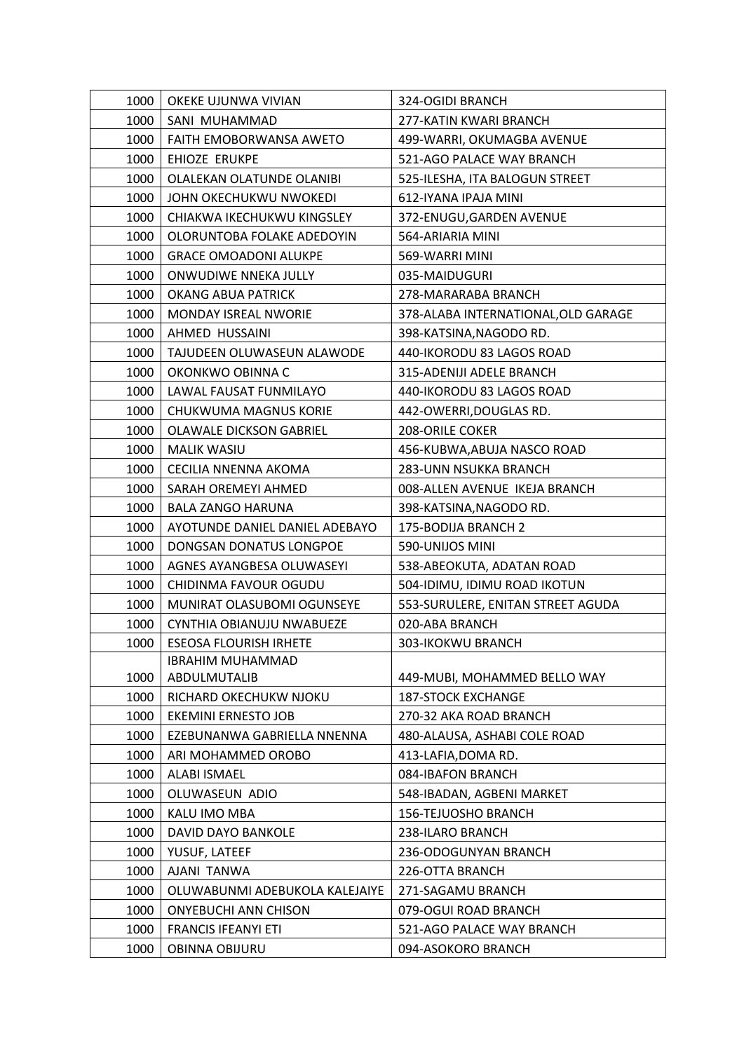| 1000 | OKEKE UJUNWA VIVIAN | 324-OGIDI BRANCH |
|---|---|---|
| 1000 | SANI  MUHAMMAD | 277-KATIN KWARI BRANCH |
| 1000 | FAITH EMOBORWANSA AWETO | 499-WARRI, OKUMAGBA AVENUE |
| 1000 | EHIOZE  ERUKPE | 521-AGO PALACE WAY BRANCH |
| 1000 | OLALEKAN OLATUNDE OLANIBI | 525-ILESHA, ITA BALOGUN STREET |
| 1000 | JOHN OKECHUKWU NWOKEDI | 612-IYANA IPAJA MINI |
| 1000 | CHIAKWA IKECHUKWU KINGSLEY | 372-ENUGU,GARDEN AVENUE |
| 1000 | OLORUNTOBA FOLAKE ADEDOYIN | 564-ARIARIA MINI |
| 1000 | GRACE OMOADONI ALUKPE | 569-WARRI MINI |
| 1000 | ONWUDIWE NNEKA JULLY | 035-MAIDUGURI |
| 1000 | OKANG ABUA PATRICK | 278-MARARABA BRANCH |
| 1000 | MONDAY ISREAL NWORIE | 378-ALABA INTERNATIONAL,OLD GARAGE |
| 1000 | AHMED  HUSSAINI | 398-KATSINA,NAGODO RD. |
| 1000 | TAJUDEEN OLUWASEUN ALAWODE | 440-IKORODU 83 LAGOS ROAD |
| 1000 | OKONKWO OBINNA C | 315-ADENIJI ADELE BRANCH |
| 1000 | LAWAL FAUSAT FUNMILAYO | 440-IKORODU 83 LAGOS ROAD |
| 1000 | CHUKWUMA MAGNUS KORIE | 442-OWERRI,DOUGLAS RD. |
| 1000 | OLAWALE DICKSON GABRIEL | 208-ORILE COKER |
| 1000 | MALIK WASIU | 456-KUBWA,ABUJA NASCO ROAD |
| 1000 | CECILIA NNENNA AKOMA | 283-UNN NSUKKA BRANCH |
| 1000 | SARAH OREMEYI AHMED | 008-ALLEN AVENUE  IKEJA BRANCH |
| 1000 | BALA ZANGO HARUNA | 398-KATSINA,NAGODO RD. |
| 1000 | AYOTUNDE DANIEL DANIEL ADEBAYO | 175-BODIJA BRANCH 2 |
| 1000 | DONGSAN DONATUS LONGPOE | 590-UNIJOS MINI |
| 1000 | AGNES AYANGBESA OLUWASEYI | 538-ABEOKUTA, ADATAN ROAD |
| 1000 | CHIDINMA FAVOUR OGUDU | 504-IDIMU, IDIMU ROAD IKOTUN |
| 1000 | MUNIRAT OLASUBOMI OGUNSEYE | 553-SURULERE, ENITAN STREET AGUDA |
| 1000 | CYNTHIA OBIANUJU NWABUEZE | 020-ABA BRANCH |
| 1000 | ESEOSA FLOURISH IRHETE | 303-IKOKWU BRANCH |
| 1000 | IBRAHIM MUHAMMAD ABDULMUTALIB | 449-MUBI, MOHAMMED BELLO WAY |
| 1000 | RICHARD OKECHUKW NJOKU | 187-STOCK EXCHANGE |
| 1000 | EKEMINI ERNESTO JOB | 270-32 AKA ROAD BRANCH |
| 1000 | EZEBUNANWA GABRIELLA NNENNA | 480-ALAUSA, ASHABI COLE ROAD |
| 1000 | ARI MOHAMMED OROBO | 413-LAFIA,DOMA RD. |
| 1000 | ALABI ISMAEL | 084-IBAFON BRANCH |
| 1000 | OLUWASEUN  ADIO | 548-IBADAN, AGBENI MARKET |
| 1000 | KALU IMO MBA | 156-TEJUOSHO BRANCH |
| 1000 | DAVID DAYO BANKOLE | 238-ILARO BRANCH |
| 1000 | YUSUF, LATEEF | 236-ODOGUNYAN BRANCH |
| 1000 | AJANI  TANWA | 226-OTTA BRANCH |
| 1000 | OLUWABUNMI ADEBUKOLA KALEJAIYE | 271-SAGAMU BRANCH |
| 1000 | ONYEBUCHI ANN CHISON | 079-OGUI ROAD BRANCH |
| 1000 | FRANCIS IFEANYI ETI | 521-AGO PALACE WAY BRANCH |
| 1000 | OBINNA OBIJURU | 094-ASOKORO BRANCH |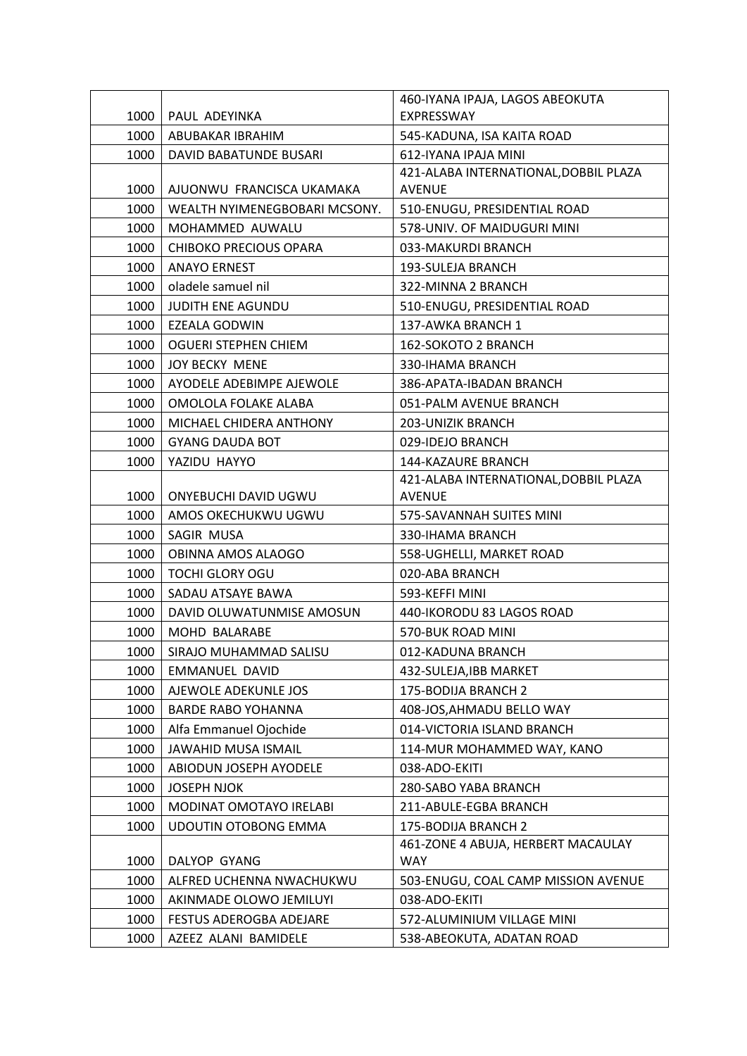| | | |
|---|---|---|
| 1000 | PAUL ADEYINKA | 460-IYANA IPAJA, LAGOS ABEOKUTA EXPRESSWAY |
| 1000 | ABUBAKAR IBRAHIM | 545-KADUNA, ISA KAITA ROAD |
| 1000 | DAVID BABATUNDE BUSARI | 612-IYANA IPAJA MINI |
| 1000 | AJUONWU FRANCISCA UKAMAKA | 421-ALABA INTERNATIONAL,DOBBIL PLAZA AVENUE |
| 1000 | WEALTH NYIMENEGBOBARI MCSONY. | 510-ENUGU, PRESIDENTIAL ROAD |
| 1000 | MOHAMMED AUWALU | 578-UNIV. OF MAIDUGURI MINI |
| 1000 | CHIBOKO PRECIOUS OPARA | 033-MAKURDI BRANCH |
| 1000 | ANAYO ERNEST | 193-SULEJA BRANCH |
| 1000 | oladele samuel nil | 322-MINNA 2 BRANCH |
| 1000 | JUDITH ENE AGUNDU | 510-ENUGU, PRESIDENTIAL ROAD |
| 1000 | EZEALA GODWIN | 137-AWKA BRANCH 1 |
| 1000 | OGUERI STEPHEN CHIEM | 162-SOKOTO 2 BRANCH |
| 1000 | JOY BECKY MENE | 330-IHAMA BRANCH |
| 1000 | AYODELE ADEBIMPE AJEWOLE | 386-APATA-IBADAN BRANCH |
| 1000 | OMOLOLA FOLAKE ALABA | 051-PALM AVENUE BRANCH |
| 1000 | MICHAEL CHIDERA ANTHONY | 203-UNIZIK BRANCH |
| 1000 | GYANG DAUDA BOT | 029-IDEJO BRANCH |
| 1000 | YAZIDU HAYYO | 144-KAZAURE BRANCH |
| 1000 | ONYEBUCHI DAVID UGWU | 421-ALABA INTERNATIONAL,DOBBIL PLAZA AVENUE |
| 1000 | AMOS OKECHUKWU UGWU | 575-SAVANNAH SUITES MINI |
| 1000 | SAGIR MUSA | 330-IHAMA BRANCH |
| 1000 | OBINNA AMOS ALAOGO | 558-UGHELLI, MARKET ROAD |
| 1000 | TOCHI GLORY OGU | 020-ABA BRANCH |
| 1000 | SADAU ATSAYE BAWA | 593-KEFFI MINI |
| 1000 | DAVID OLUWATUNMISE AMOSUN | 440-IKORODU 83 LAGOS ROAD |
| 1000 | MOHD BALARABE | 570-BUK ROAD MINI |
| 1000 | SIRAJO MUHAMMAD SALISU | 012-KADUNA BRANCH |
| 1000 | EMMANUEL DAVID | 432-SULEJA,IBB MARKET |
| 1000 | AJEWOLE ADEKUNLE JOS | 175-BODIJA BRANCH 2 |
| 1000 | BARDE RABO YOHANNA | 408-JOS,AHMADU BELLO WAY |
| 1000 | Alfa Emmanuel Ojochide | 014-VICTORIA ISLAND BRANCH |
| 1000 | JAWAHID MUSA ISMAIL | 114-MUR MOHAMMED WAY, KANO |
| 1000 | ABIODUN JOSEPH AYODELE | 038-ADO-EKITI |
| 1000 | JOSEPH NJOK | 280-SABO YABA BRANCH |
| 1000 | MODINAT OMOTAYO IRELABI | 211-ABULE-EGBA BRANCH |
| 1000 | UDOUTIN OTOBONG EMMA | 175-BODIJA BRANCH 2 |
| 1000 | DALYOP GYANG | 461-ZONE 4 ABUJA, HERBERT MACAULAY WAY |
| 1000 | ALFRED UCHENNA NWACHUKWU | 503-ENUGU, COAL CAMP MISSION AVENUE |
| 1000 | AKINMADE OLOWO JEMILUYI | 038-ADO-EKITI |
| 1000 | FESTUS ADEROGBA ADEJARE | 572-ALUMINIUM VILLAGE MINI |
| 1000 | AZEEZ ALANI BAMIDELE | 538-ABEOKUTA, ADATAN ROAD |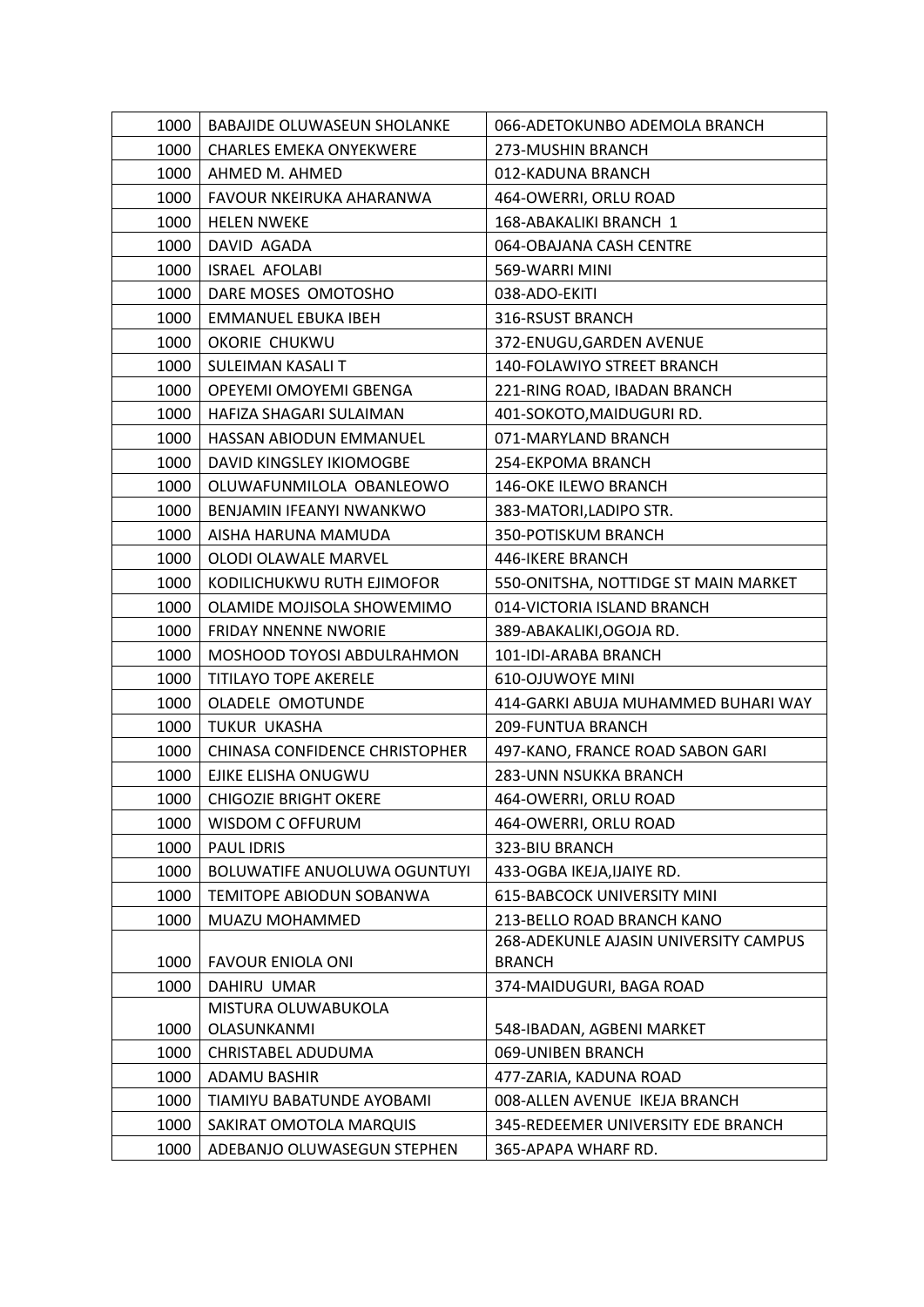| | | |
|---|---|---|
| 1000 | BABAJIDE OLUWASEUN SHOLANKE | 066-ADETOKUNBO ADEMOLA BRANCH |
| 1000 | CHARLES EMEKA ONYEKWERE | 273-MUSHIN BRANCH |
| 1000 | AHMED M. AHMED | 012-KADUNA BRANCH |
| 1000 | FAVOUR NKEIRUKA AHARANWA | 464-OWERRI, ORLU ROAD |
| 1000 | HELEN NWEKE | 168-ABAKALIKI BRANCH 1 |
| 1000 | DAVID AGADA | 064-OBAJANA CASH CENTRE |
| 1000 | ISRAEL AFOLABI | 569-WARRI MINI |
| 1000 | DARE MOSES OMOTOSHO | 038-ADO-EKITI |
| 1000 | EMMANUEL EBUKA IBEH | 316-RSUST BRANCH |
| 1000 | OKORIE CHUKWU | 372-ENUGU,GARDEN AVENUE |
| 1000 | SULEIMAN KASALI T | 140-FOLAWIYO STREET BRANCH |
| 1000 | OPEYEMI OMOYEMI GBENGA | 221-RING ROAD, IBADAN BRANCH |
| 1000 | HAFIZA SHAGARI SULAIMAN | 401-SOKOTO,MAIDUGURI RD. |
| 1000 | HASSAN ABIODUN EMMANUEL | 071-MARYLAND BRANCH |
| 1000 | DAVID KINGSLEY IKIOMOGBE | 254-EKPOMA BRANCH |
| 1000 | OLUWAFUNMILOLA OBANLEOWO | 146-OKE ILEWO BRANCH |
| 1000 | BENJAMIN IFEANYI NWANKWO | 383-MATORI,LADIPO STR. |
| 1000 | AISHA HARUNA MAMUDA | 350-POTISKUM BRANCH |
| 1000 | OLODI OLAWALE MARVEL | 446-IKERE BRANCH |
| 1000 | KODILICHUKWU RUTH EJIMOFOR | 550-ONITSHA, NOTTIDGE ST MAIN MARKET |
| 1000 | OLAMIDE MOJISOLA SHOWEMIMO | 014-VICTORIA ISLAND BRANCH |
| 1000 | FRIDAY NNENNE NWORIE | 389-ABAKALIKI,OGOJA RD. |
| 1000 | MOSHOOD TOYOSI ABDULRAHMON | 101-IDI-ARABA BRANCH |
| 1000 | TITILAYO TOPE AKERELE | 610-OJUWOYE MINI |
| 1000 | OLADELE OMOTUNDE | 414-GARKI ABUJA MUHAMMED BUHARI WAY |
| 1000 | TUKUR UKASHA | 209-FUNTUA BRANCH |
| 1000 | CHINASA CONFIDENCE CHRISTOPHER | 497-KANO, FRANCE ROAD SABON GARI |
| 1000 | EJIKE ELISHA ONUGWU | 283-UNN NSUKKA BRANCH |
| 1000 | CHIGOZIE BRIGHT OKERE | 464-OWERRI, ORLU ROAD |
| 1000 | WISDOM C OFFURUM | 464-OWERRI, ORLU ROAD |
| 1000 | PAUL IDRIS | 323-BIU BRANCH |
| 1000 | BOLUWATIFE ANUOLUWA OGUNTUYI | 433-OGBA IKEJA,IJAIYE RD. |
| 1000 | TEMITOPE ABIODUN SOBANWA | 615-BABCOCK UNIVERSITY MINI |
| 1000 | MUAZU MOHAMMED | 213-BELLO ROAD BRANCH KANO |
| 1000 | FAVOUR ENIOLA ONI | 268-ADEKUNLE AJASIN UNIVERSITY CAMPUS BRANCH |
| 1000 | DAHIRU UMAR | 374-MAIDUGURI, BAGA ROAD |
| 1000 | MISTURA OLUWABUKOLA OLASUNKANMI | 548-IBADAN, AGBENI MARKET |
| 1000 | CHRISTABEL ADUDUMA | 069-UNIBEN BRANCH |
| 1000 | ADAMU BASHIR | 477-ZARIA, KADUNA ROAD |
| 1000 | TIAMIYU BABATUNDE AYOBAMI | 008-ALLEN AVENUE IKEJA BRANCH |
| 1000 | SAKIRAT OMOTOLA MARQUIS | 345-REDEEMER UNIVERSITY EDE BRANCH |
| 1000 | ADEBANJO OLUWASEGUN STEPHEN | 365-APAPA WHARF RD. |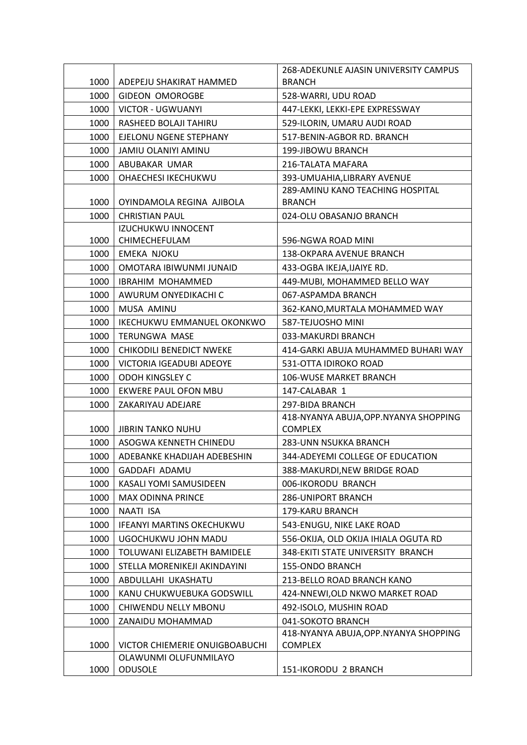| | | |
|---|---|---|
| 1000 | ADEPEJU SHAKIRAT HAMMED | 268-ADEKUNLE AJASIN UNIVERSITY CAMPUS BRANCH |
| 1000 | GIDEON OMOROGBE | 528-WARRI, UDU ROAD |
| 1000 | VICTOR - UGWUANYI | 447-LEKKI, LEKKI-EPE EXPRESSWAY |
| 1000 | RASHEED BOLAJI TAHIRU | 529-ILORIN, UMARU AUDI ROAD |
| 1000 | EJELONU NGENE STEPHANY | 517-BENIN-AGBOR RD. BRANCH |
| 1000 | JAMIU OLANIYI AMINU | 199-JIBOWU BRANCH |
| 1000 | ABUBAKAR UMAR | 216-TALATA MAFARA |
| 1000 | OHAECHESI IKECHUKWU | 393-UMUAHIA,LIBRARY AVENUE |
| 1000 | OYINDAMOLA REGINA AJIBOLA | 289-AMINU KANO TEACHING HOSPITAL BRANCH |
| 1000 | CHRISTIAN PAUL | 024-OLU OBASANJO BRANCH |
| 1000 | IZUCHUKWU INNOCENT CHIMECHEFULAM | 596-NGWA ROAD MINI |
| 1000 | EMEKA NJOKU | 138-OKPARA AVENUE BRANCH |
| 1000 | OMOTARA IBIWUNMI JUNAID | 433-OGBA IKEJA,IJAIYE RD. |
| 1000 | IBRAHIM MOHAMMED | 449-MUBI, MOHAMMED BELLO WAY |
| 1000 | AWURUM ONYEDIKACHI C | 067-ASPAMDA BRANCH |
| 1000 | MUSA AMINU | 362-KANO,MURTALA MOHAMMED WAY |
| 1000 | IKECHUKWU EMMANUEL OKONKWO | 587-TEJUOSHO MINI |
| 1000 | TERUNGWA MASE | 033-MAKURDI BRANCH |
| 1000 | CHIKODILI BENEDICT NWEKE | 414-GARKI ABUJA MUHAMMED BUHARI WAY |
| 1000 | VICTORIA IGEADUBI ADEOYE | 531-OTTA IDIROKO ROAD |
| 1000 | ODOH KINGSLEY C | 106-WUSE MARKET BRANCH |
| 1000 | EKWERE PAUL OFON MBU | 147-CALABAR 1 |
| 1000 | ZAKARIYAU ADEJARE | 297-BIDA BRANCH |
| 1000 | JIBRIN TANKO NUHU | 418-NYANYA ABUJA,OPP.NYANYA SHOPPING COMPLEX |
| 1000 | ASOGWA KENNETH CHINEDU | 283-UNN NSUKKA BRANCH |
| 1000 | ADEBANKE KHADIJAH ADEBESHIN | 344-ADEYEMI COLLEGE OF EDUCATION |
| 1000 | GADDAFI ADAMU | 388-MAKURDI,NEW BRIDGE ROAD |
| 1000 | KASALI YOMI SAMUSIDEEN | 006-IKORODU BRANCH |
| 1000 | MAX ODINNA PRINCE | 286-UNIPORT BRANCH |
| 1000 | NAATI ISA | 179-KARU BRANCH |
| 1000 | IFEANYI MARTINS OKECHUKWU | 543-ENUGU, NIKE LAKE ROAD |
| 1000 | UGOCHUKWU JOHN MADU | 556-OKIJA, OLD OKIJA IHIALA OGUTA RD |
| 1000 | TOLUWANI ELIZABETH BAMIDELE | 348-EKITI STATE UNIVERSITY BRANCH |
| 1000 | STELLA MORENIKEJI AKINDAYINI | 155-ONDO BRANCH |
| 1000 | ABDULLAHI UKASHATU | 213-BELLO ROAD BRANCH KANO |
| 1000 | KANU CHUKWUEBUKA GODSWILL | 424-NNEWI,OLD NKWO MARKET ROAD |
| 1000 | CHIWENDU NELLY MBONU | 492-ISOLO, MUSHIN ROAD |
| 1000 | ZANAIDU MOHAMMAD | 041-SOKOTO BRANCH |
| 1000 | VICTOR CHIEMERIE ONUIGBOABUCHI | 418-NYANYA ABUJA,OPP.NYANYA SHOPPING COMPLEX |
| 1000 | OLAWUNMI OLUFUNMILAYO ODUSOLE | 151-IKORODU 2 BRANCH |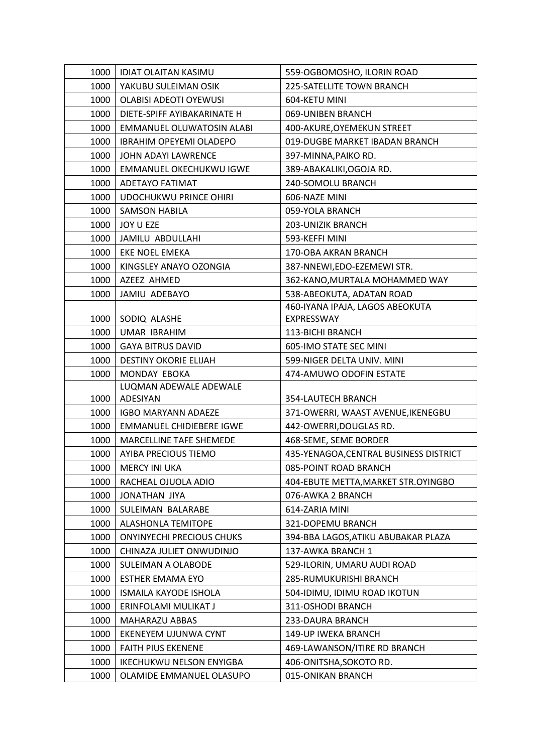| | | |
|---|---|---|
| 1000 | IDIAT OLAITAN KASIMU | 559-OGBOMOSHO, ILORIN ROAD |
| 1000 | YAKUBU SULEIMAN OSIK | 225-SATELLITE TOWN BRANCH |
| 1000 | OLABISI ADEOTI OYEWUSI | 604-KETU MINI |
| 1000 | DIETE-SPIFF AYIBAKARINATE H | 069-UNIBEN BRANCH |
| 1000 | EMMANUEL OLUWATOSIN ALABI | 400-AKURE,OYEMEKUN STREET |
| 1000 | IBRAHIM OPEYEMI OLADEPO | 019-DUGBE MARKET IBADAN BRANCH |
| 1000 | JOHN ADAYI LAWRENCE | 397-MINNA,PAIKO RD. |
| 1000 | EMMANUEL OKECHUKWU IGWE | 389-ABAKALIKI,OGOJA RD. |
| 1000 | ADETAYO FATIMAT | 240-SOMOLU BRANCH |
| 1000 | UDOCHUKWU PRINCE OHIRI | 606-NAZE MINI |
| 1000 | SAMSON HABILA | 059-YOLA BRANCH |
| 1000 | JOY U EZE | 203-UNIZIK BRANCH |
| 1000 | JAMILU ABDULLAHI | 593-KEFFI MINI |
| 1000 | EKE NOEL EMEKA | 170-OBA AKRAN BRANCH |
| 1000 | KINGSLEY ANAYO OZONGIA | 387-NNEWI,EDO-EZEMEWI STR. |
| 1000 | AZEEZ AHMED | 362-KANO,MURTALA MOHAMMED WAY |
| 1000 | JAMIU ADEBAYO | 538-ABEOKUTA, ADATAN ROAD |
| 1000 | SODIQ ALASHE | 460-IYANA IPAJA, LAGOS ABEOKUTA EXPRESSWAY |
| 1000 | UMAR IBRAHIM | 113-BICHI BRANCH |
| 1000 | GAYA BITRUS DAVID | 605-IMO STATE SEC MINI |
| 1000 | DESTINY OKORIE ELIJAH | 599-NIGER DELTA UNIV. MINI |
| 1000 | MONDAY EBOKA | 474-AMUWO ODOFIN ESTATE |
| 1000 | LUQMAN ADEWALE ADEWALE ADESIYAN | 354-LAUTECH BRANCH |
| 1000 | IGBO MARYANN ADAEZE | 371-OWERRI, WAAST AVENUE,IKENEGBU |
| 1000 | EMMANUEL CHIDIEBERE IGWE | 442-OWERRI,DOUGLAS RD. |
| 1000 | MARCELLINE TAFE SHEMEDE | 468-SEME, SEME BORDER |
| 1000 | AYIBA PRECIOUS TIEMO | 435-YENAGOA,CENTRAL BUSINESS DISTRICT |
| 1000 | MERCY INI UKA | 085-POINT ROAD BRANCH |
| 1000 | RACHEAL OJUOLA ADIO | 404-EBUTE METTA,MARKET STR.OYINGBO |
| 1000 | JONATHAN JIYA | 076-AWKA 2 BRANCH |
| 1000 | SULEIMAN BALARABE | 614-ZARIA MINI |
| 1000 | ALASHONLA TEMITOPE | 321-DOPEMU BRANCH |
| 1000 | ONYINYECHI PRECIOUS CHUKS | 394-BBA LAGOS,ATIKU ABUBAKAR PLAZA |
| 1000 | CHINAZA JULIET ONWUDINJO | 137-AWKA BRANCH 1 |
| 1000 | SULEIMAN A OLABODE | 529-ILORIN, UMARU AUDI ROAD |
| 1000 | ESTHER EMAMA EYO | 285-RUMUKURISHI BRANCH |
| 1000 | ISMAILA KAYODE ISHOLA | 504-IDIMU, IDIMU ROAD IKOTUN |
| 1000 | ERINFOLAMI MULIKAT J | 311-OSHODI BRANCH |
| 1000 | MAHARAZU ABBAS | 233-DAURA BRANCH |
| 1000 | EKENEYEM UJUNWA CYNT | 149-UP IWEKA BRANCH |
| 1000 | FAITH PIUS EKENENE | 469-LAWANSON/ITIRE RD BRANCH |
| 1000 | IKECHUKWU NELSON ENYIGBA | 406-ONITSHA,SOKOTO RD. |
| 1000 | OLAMIDE EMMANUEL OLASUPO | 015-ONIKAN BRANCH |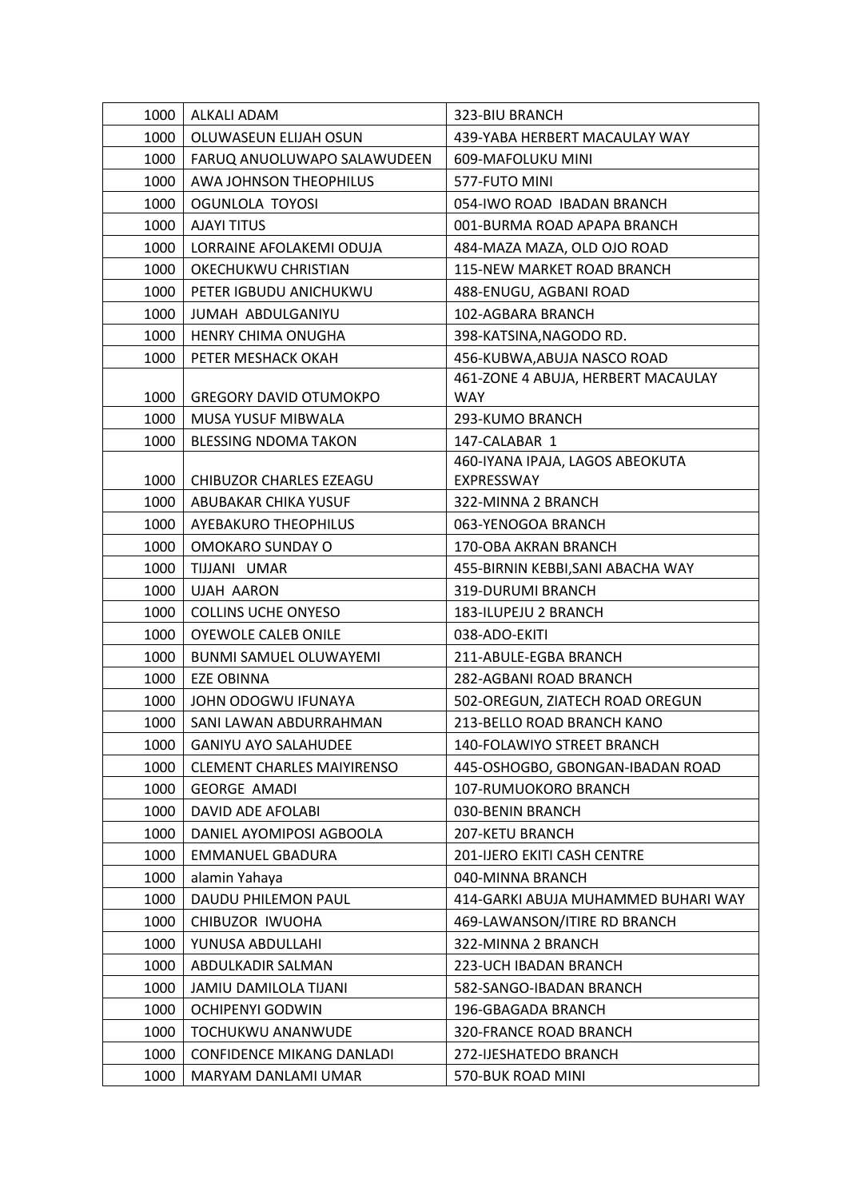| 1000 | ALKALI ADAM | 323-BIU BRANCH |
|---|---|---|
| 1000 | OLUWASEUN ELIJAH OSUN | 439-YABA HERBERT MACAULAY WAY |
| 1000 | FARUQ ANUOLUWAPO SALAWUDEEN | 609-MAFOLUKU MINI |
| 1000 | AWA JOHNSON THEOPHILUS | 577-FUTO MINI |
| 1000 | OGUNLOLA TOYOSI | 054-IWO ROAD IBADAN BRANCH |
| 1000 | AJAYI TITUS | 001-BURMA ROAD APAPA BRANCH |
| 1000 | LORRAINE AFOLAKEMI ODUJA | 484-MAZA MAZA, OLD OJO ROAD |
| 1000 | OKECHUKWU CHRISTIAN | 115-NEW MARKET ROAD BRANCH |
| 1000 | PETER IGBUDU ANICHUKWU | 488-ENUGU, AGBANI ROAD |
| 1000 | JUMAH ABDULGANIYU | 102-AGBARA BRANCH |
| 1000 | HENRY CHIMA ONUGHA | 398-KATSINA,NAGODO RD. |
| 1000 | PETER MESHACK OKAH | 456-KUBWA,ABUJA NASCO ROAD |
| 1000 | GREGORY DAVID OTUMOKPO | 461-ZONE 4 ABUJA, HERBERT MACAULAY WAY |
| 1000 | MUSA YUSUF MIBWALA | 293-KUMO BRANCH |
| 1000 | BLESSING NDOMA TAKON | 147-CALABAR 1 |
| 1000 | CHIBUZOR CHARLES EZEAGU | 460-IYANA IPAJA, LAGOS ABEOKUTA EXPRESSWAY |
| 1000 | ABUBAKAR CHIKA YUSUF | 322-MINNA 2 BRANCH |
| 1000 | AYEBAKURO THEOPHILUS | 063-YENOGOA BRANCH |
| 1000 | OMOKARO SUNDAY O | 170-OBA AKRAN BRANCH |
| 1000 | TIJJANI UMAR | 455-BIRNIN KEBBI,SANI ABACHA WAY |
| 1000 | UJAH AARON | 319-DURUMI BRANCH |
| 1000 | COLLINS UCHE ONYESO | 183-ILUPEJU 2 BRANCH |
| 1000 | OYEWOLE CALEB ONILE | 038-ADO-EKITI |
| 1000 | BUNMI SAMUEL OLUWAYEMI | 211-ABULE-EGBA BRANCH |
| 1000 | EZE OBINNA | 282-AGBANI ROAD BRANCH |
| 1000 | JOHN ODOGWU IFUNAYA | 502-OREGUN, ZIATECH ROAD OREGUN |
| 1000 | SANI LAWAN ABDURRAHMAN | 213-BELLO ROAD BRANCH KANO |
| 1000 | GANIYU AYO SALAHUDEE | 140-FOLAWIYO STREET BRANCH |
| 1000 | CLEMENT CHARLES MAIYIRENSO | 445-OSHOGBO, GBONGAN-IBADAN ROAD |
| 1000 | GEORGE AMADI | 107-RUMUOKORO BRANCH |
| 1000 | DAVID ADE AFOLABI | 030-BENIN BRANCH |
| 1000 | DANIEL AYOMIPOSI AGBOOLA | 207-KETU BRANCH |
| 1000 | EMMANUEL GBADURA | 201-IJERO EKITI CASH CENTRE |
| 1000 | alamin Yahaya | 040-MINNA BRANCH |
| 1000 | DAUDU PHILEMON PAUL | 414-GARKI ABUJA MUHAMMED BUHARI WAY |
| 1000 | CHIBUZOR IWUOHA | 469-LAWANSON/ITIRE RD BRANCH |
| 1000 | YUNUSA ABDULLAHI | 322-MINNA 2 BRANCH |
| 1000 | ABDULKADIR SALMAN | 223-UCH IBADAN BRANCH |
| 1000 | JAMIU DAMILOLA TIJANI | 582-SANGO-IBADAN BRANCH |
| 1000 | OCHIPENYI GODWIN | 196-GBAGADA BRANCH |
| 1000 | TOCHUKWU ANANWUDE | 320-FRANCE ROAD BRANCH |
| 1000 | CONFIDENCE MIKANG DANLADI | 272-IJESHATEDO BRANCH |
| 1000 | MARYAM DANLAMI UMAR | 570-BUK ROAD MINI |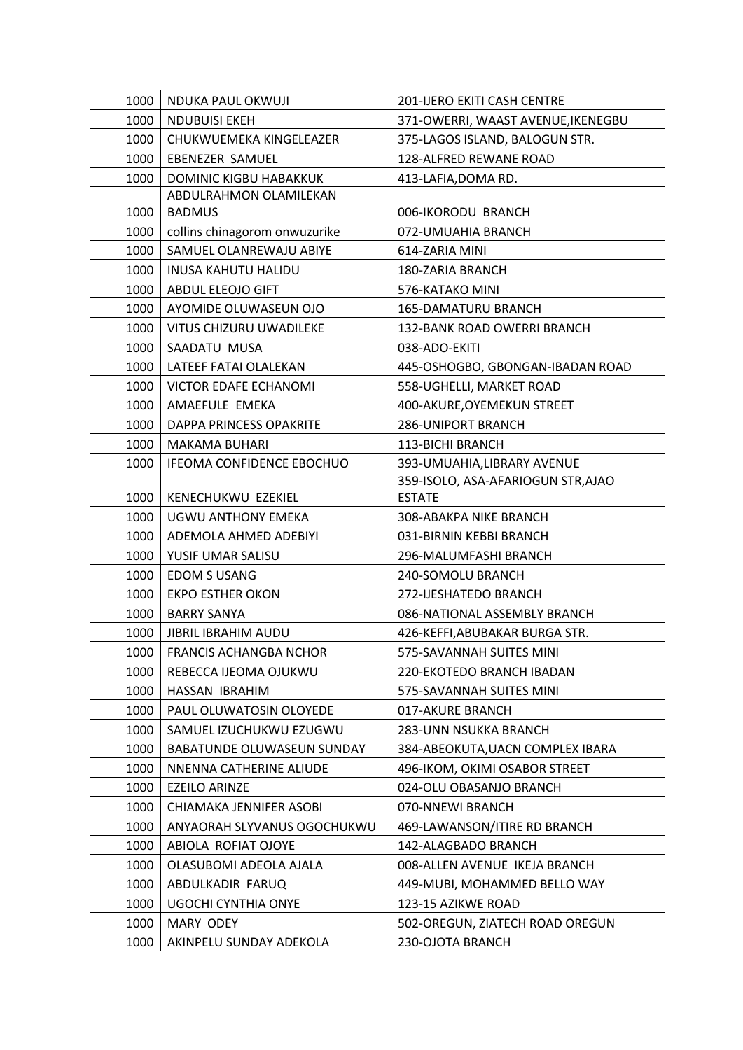| 1000 | NDUKA PAUL OKWUJI | 201-IJERO EKITI CASH CENTRE |
|---|---|---|
| 1000 | NDUBUISI EKEH | 371-OWERRI, WAAST AVENUE,IKENEGBU |
| 1000 | CHUKWUEMEKA KINGELEAZER | 375-LAGOS ISLAND, BALOGUN STR. |
| 1000 | EBENEZER SAMUEL | 128-ALFRED REWANE ROAD |
| 1000 | DOMINIC KIGBU HABAKKUK | 413-LAFIA,DOMA RD. |
| 1000 | ABDULRAHMON OLAMILEKAN BADMUS | 006-IKORODU BRANCH |
| 1000 | collins chinagorom onwuzurike | 072-UMUAHIA BRANCH |
| 1000 | SAMUEL OLANREWAJU ABIYE | 614-ZARIA MINI |
| 1000 | INUSA KAHUTU HALIDU | 180-ZARIA BRANCH |
| 1000 | ABDUL ELEOJO GIFT | 576-KATAKO MINI |
| 1000 | AYOMIDE OLUWASEUN OJO | 165-DAMATURU BRANCH |
| 1000 | VITUS CHIZURU UWADILEKE | 132-BANK ROAD OWERRI BRANCH |
| 1000 | SAADATU MUSA | 038-ADO-EKITI |
| 1000 | LATEEF FATAI OLALEKAN | 445-OSHOGBO, GBONGAN-IBADAN ROAD |
| 1000 | VICTOR EDAFE ECHANOMI | 558-UGHELLI, MARKET ROAD |
| 1000 | AMAEFULE EMEKA | 400-AKURE,OYEMEKUN STREET |
| 1000 | DAPPA PRINCESS OPAKRITE | 286-UNIPORT BRANCH |
| 1000 | MAKAMA BUHARI | 113-BICHI BRANCH |
| 1000 | IFEOMA CONFIDENCE EBOCHUO | 393-UMUAHIA,LIBRARY AVENUE |
| 1000 | KENECHUKWU EZEKIEL | 359-ISOLO, ASA-AFARIOGUN STR,AJAO ESTATE |
| 1000 | UGWU ANTHONY EMEKA | 308-ABAKPA NIKE BRANCH |
| 1000 | ADEMOLA AHMED ADEBIYI | 031-BIRNIN KEBBI BRANCH |
| 1000 | YUSIF UMAR SALISU | 296-MALUMFASHI BRANCH |
| 1000 | EDOM S USANG | 240-SOMOLU BRANCH |
| 1000 | EKPO ESTHER OKON | 272-IJESHATEDO BRANCH |
| 1000 | BARRY SANYA | 086-NATIONAL ASSEMBLY BRANCH |
| 1000 | JIBRIL IBRAHIM AUDU | 426-KEFFI,ABUBAKAR BURGA STR. |
| 1000 | FRANCIS ACHANGBA NCHOR | 575-SAVANNAH SUITES MINI |
| 1000 | REBECCA IJEOMA OJUKWU | 220-EKOTEDO BRANCH IBADAN |
| 1000 | HASSAN IBRAHIM | 575-SAVANNAH SUITES MINI |
| 1000 | PAUL OLUWATOSIN OLOYEDE | 017-AKURE BRANCH |
| 1000 | SAMUEL IZUCHUKWU EZUGWU | 283-UNN NSUKKA BRANCH |
| 1000 | BABATUNDE OLUWASEUN SUNDAY | 384-ABEOKUTA,UACN COMPLEX IBARA |
| 1000 | NNENNA CATHERINE ALIUDE | 496-IKOM, OKIMI OSABOR STREET |
| 1000 | EZEILO ARINZE | 024-OLU OBASANJO BRANCH |
| 1000 | CHIAMAKA JENNIFER ASOBI | 070-NNEWI BRANCH |
| 1000 | ANYAORAH SLYVANUS OGOCHUKWU | 469-LAWANSON/ITIRE RD BRANCH |
| 1000 | ABIOLA ROFIAT OJOYE | 142-ALAGBADO BRANCH |
| 1000 | OLASUBOMI ADEOLA AJALA | 008-ALLEN AVENUE IKEJA BRANCH |
| 1000 | ABDULKADIR FARUQ | 449-MUBI, MOHAMMED BELLO WAY |
| 1000 | UGOCHI CYNTHIA ONYE | 123-15 AZIKWE ROAD |
| 1000 | MARY ODEY | 502-OREGUN, ZIATECH ROAD OREGUN |
| 1000 | AKINPELU SUNDAY ADEKOLA | 230-OJOTA BRANCH |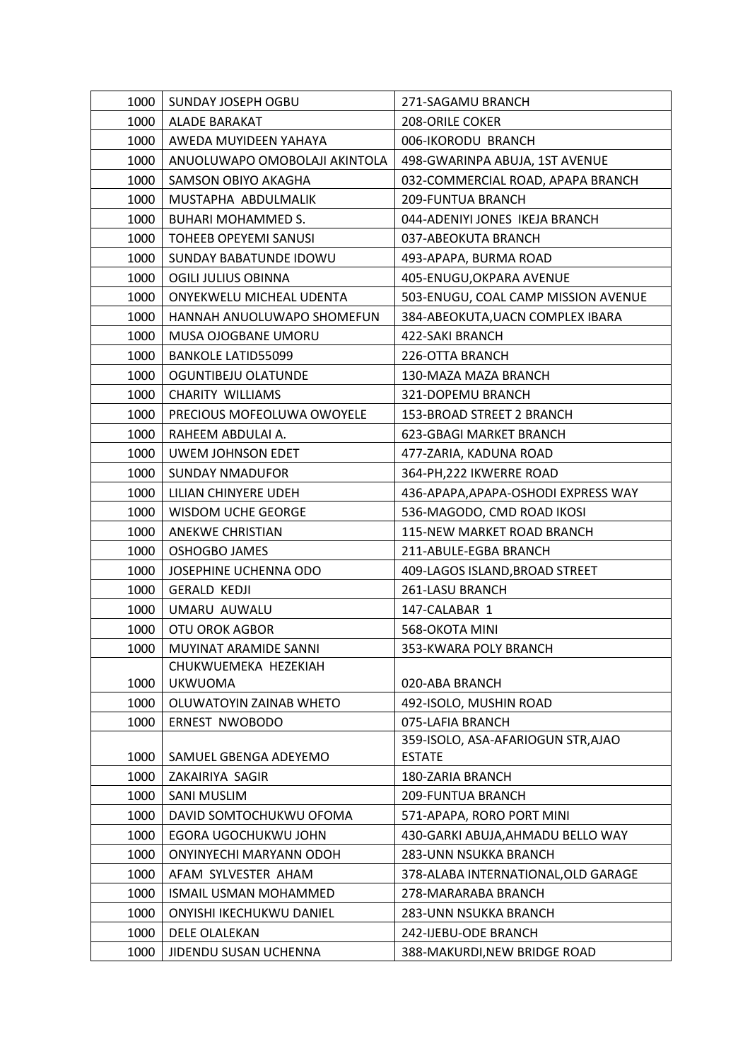| | | |
|---|---|---|
| 1000 | SUNDAY JOSEPH OGBU | 271-SAGAMU BRANCH |
| 1000 | ALADE BARAKAT | 208-ORILE COKER |
| 1000 | AWEDA MUYIDEEN YAHAYA | 006-IKORODU BRANCH |
| 1000 | ANUOLUWAPO OMOBOLAJI AKINTOLA | 498-GWARINPA ABUJA, 1ST AVENUE |
| 1000 | SAMSON OBIYO AKAGHA | 032-COMMERCIAL ROAD, APAPA BRANCH |
| 1000 | MUSTAPHA ABDULMALIK | 209-FUNTUA BRANCH |
| 1000 | BUHARI MOHAMMED S. | 044-ADENIYI JONES IKEJA BRANCH |
| 1000 | TOHEEB OPEYEMI SANUSI | 037-ABEOKUTA BRANCH |
| 1000 | SUNDAY BABATUNDE IDOWU | 493-APAPA, BURMA ROAD |
| 1000 | OGILI JULIUS OBINNA | 405-ENUGU,OKPARA AVENUE |
| 1000 | ONYEKWELU MICHEAL UDENTA | 503-ENUGU, COAL CAMP MISSION AVENUE |
| 1000 | HANNAH ANUOLUWAPO SHOMEFUN | 384-ABEOKUTA,UACN COMPLEX IBARA |
| 1000 | MUSA OJOGBANE UMORU | 422-SAKI BRANCH |
| 1000 | BANKOLE LATID55099 | 226-OTTA BRANCH |
| 1000 | OGUNTIBEJU OLATUNDE | 130-MAZA MAZA BRANCH |
| 1000 | CHARITY WILLIAMS | 321-DOPEMU BRANCH |
| 1000 | PRECIOUS MOFEOLUWA OWOYELE | 153-BROAD STREET 2 BRANCH |
| 1000 | RAHEEM ABDULAI A. | 623-GBAGI MARKET BRANCH |
| 1000 | UWEM JOHNSON EDET | 477-ZARIA, KADUNA ROAD |
| 1000 | SUNDAY NMADUFOR | 364-PH,222 IKWERRE ROAD |
| 1000 | LILIAN CHINYERE UDEH | 436-APAPA,APAPA-OSHODI EXPRESS WAY |
| 1000 | WISDOM UCHE GEORGE | 536-MAGODO, CMD ROAD IKOSI |
| 1000 | ANEKWE CHRISTIAN | 115-NEW MARKET ROAD BRANCH |
| 1000 | OSHOGBO JAMES | 211-ABULE-EGBA BRANCH |
| 1000 | JOSEPHINE UCHENNA ODO | 409-LAGOS ISLAND,BROAD STREET |
| 1000 | GERALD KEDJI | 261-LASU BRANCH |
| 1000 | UMARU AUWALU | 147-CALABAR 1 |
| 1000 | OTU OROK AGBOR | 568-OKOTA MINI |
| 1000 | MUYINAT ARAMIDE SANNI | 353-KWARA POLY BRANCH |
| 1000 | CHUKWUEMEKA HEZEKIAH UKWUOMA | 020-ABA BRANCH |
| 1000 | OLUWATOYIN ZAINAB WHETO | 492-ISOLO, MUSHIN ROAD |
| 1000 | ERNEST NWOBODO | 075-LAFIA BRANCH |
| 1000 | SAMUEL GBENGA ADEYEMO | 359-ISOLO, ASA-AFARIOGUN STR,AJAO ESTATE |
| 1000 | ZAKAIRIYA SAGIR | 180-ZARIA BRANCH |
| 1000 | SANI MUSLIM | 209-FUNTUA BRANCH |
| 1000 | DAVID SOMTOCHUKWU OFOMA | 571-APAPA, RORO PORT MINI |
| 1000 | EGORA UGOCHUKWU JOHN | 430-GARKI ABUJA,AHMADU BELLO WAY |
| 1000 | ONYINYECHI MARYANN ODOH | 283-UNN NSUKKA BRANCH |
| 1000 | AFAM SYLVESTER AHAM | 378-ALABA INTERNATIONAL,OLD GARAGE |
| 1000 | ISMAIL USMAN MOHAMMED | 278-MARARABA BRANCH |
| 1000 | ONYISHI IKECHUKWU DANIEL | 283-UNN NSUKKA BRANCH |
| 1000 | DELE OLALEKAN | 242-IJEBU-ODE BRANCH |
| 1000 | JIDENDU SUSAN UCHENNA | 388-MAKURDI,NEW BRIDGE ROAD |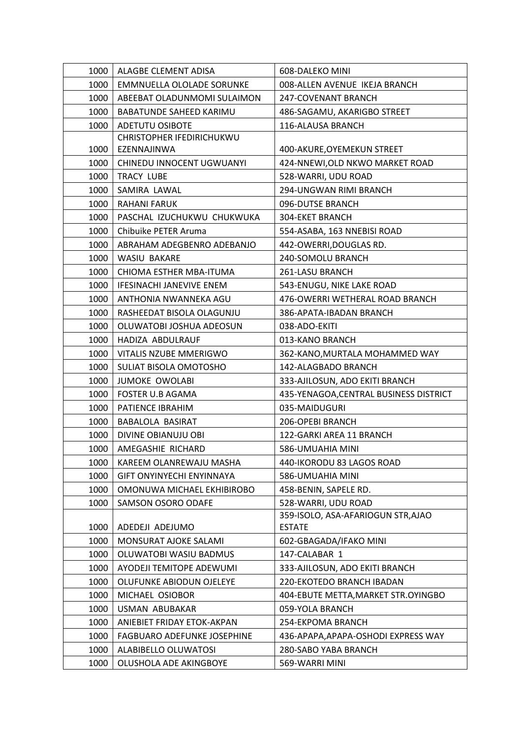| | | |
|---|---|---|
| 1000 | ALAGBE CLEMENT ADISA | 608-DALEKO MINI |
| 1000 | EMMNUELLA OLOLADE SORUNKE | 008-ALLEN AVENUE IKEJA BRANCH |
| 1000 | ABEEBAT OLADUNMOMI SULAIMON | 247-COVENANT BRANCH |
| 1000 | BABATUNDE SAHEED KARIMU | 486-SAGAMU, AKARIGBO STREET |
| 1000 | ADETUTU OSIBOTE | 116-ALAUSA BRANCH |
| 1000 | CHRISTOPHER IFEDIRICHUKWU EZENNAJINWA | 400-AKURE,OYEMEKUN STREET |
| 1000 | CHINEDU INNOCENT UGWUANYI | 424-NNEWI,OLD NKWO MARKET ROAD |
| 1000 | TRACY LUBE | 528-WARRI, UDU ROAD |
| 1000 | SAMIRA LAWAL | 294-UNGWAN RIMI BRANCH |
| 1000 | RAHANI FARUK | 096-DUTSE BRANCH |
| 1000 | PASCHAL IZUCHUKWU CHUKWUKA | 304-EKET BRANCH |
| 1000 | Chibuike PETER Aruma | 554-ASABA, 163 NNEBISI ROAD |
| 1000 | ABRAHAM ADEGBENRO ADEBANJO | 442-OWERRI,DOUGLAS RD. |
| 1000 | WASIU BAKARE | 240-SOMOLU BRANCH |
| 1000 | CHIOMA ESTHER MBA-ITUMA | 261-LASU BRANCH |
| 1000 | IFESINACHI JANEVIVE ENEM | 543-ENUGU, NIKE LAKE ROAD |
| 1000 | ANTHONIA NWANNEKA AGU | 476-OWERRI WETHERAL ROAD BRANCH |
| 1000 | RASHEEDAT BISOLA OLAGUNJU | 386-APATA-IBADAN BRANCH |
| 1000 | OLUWATOBI JOSHUA ADEOSUN | 038-ADO-EKITI |
| 1000 | HADIZA ABDULRAUF | 013-KANO BRANCH |
| 1000 | VITALIS NZUBE MMERIGWO | 362-KANO,MURTALA MOHAMMED WAY |
| 1000 | SULIAT BISOLA OMOTOSHO | 142-ALAGBADO BRANCH |
| 1000 | JUMOKE OWOLABI | 333-AJILOSUN, ADO EKITI BRANCH |
| 1000 | FOSTER U.B AGAMA | 435-YENAGOA,CENTRAL BUSINESS DISTRICT |
| 1000 | PATIENCE IBRAHIM | 035-MAIDUGURI |
| 1000 | BABALOLA BASIRAT | 206-OPEBI BRANCH |
| 1000 | DIVINE OBIANUJU OBI | 122-GARKI AREA 11 BRANCH |
| 1000 | AMEGASHIE RICHARD | 586-UMUAHIA MINI |
| 1000 | KAREEM OLANREWAJU MASHA | 440-IKORODU 83 LAGOS ROAD |
| 1000 | GIFT ONYINYECHI ENYINNAYA | 586-UMUAHIA MINI |
| 1000 | OMONUWA MICHAEL EKHIBIROBO | 458-BENIN, SAPELE RD. |
| 1000 | SAMSON OSORO ODAFE | 528-WARRI, UDU ROAD |
| 1000 | ADEDEJI ADEJUMO | 359-ISOLO, ASA-AFARIOGUN STR,AJAO ESTATE |
| 1000 | MONSURAT AJOKE SALAMI | 602-GBAGADA/IFAKO MINI |
| 1000 | OLUWATOBI WASIU BADMUS | 147-CALABAR 1 |
| 1000 | AYODEJI TEMITOPE ADEWUMI | 333-AJILOSUN, ADO EKITI BRANCH |
| 1000 | OLUFUNKE ABIODUN OJELEYE | 220-EKOTEDO BRANCH IBADAN |
| 1000 | MICHAEL OSIOBOR | 404-EBUTE METTA,MARKET STR.OYINGBO |
| 1000 | USMAN ABUBAKAR | 059-YOLA BRANCH |
| 1000 | ANIEBIET FRIDAY ETOK-AKPAN | 254-EKPOMA BRANCH |
| 1000 | FAGBUARO ADEFUNKE JOSEPHINE | 436-APAPA,APAPA-OSHODI EXPRESS WAY |
| 1000 | ALABIBELLO OLUWATOSI | 280-SABO YABA BRANCH |
| 1000 | OLUSHOLA ADE AKINGBOYE | 569-WARRI MINI |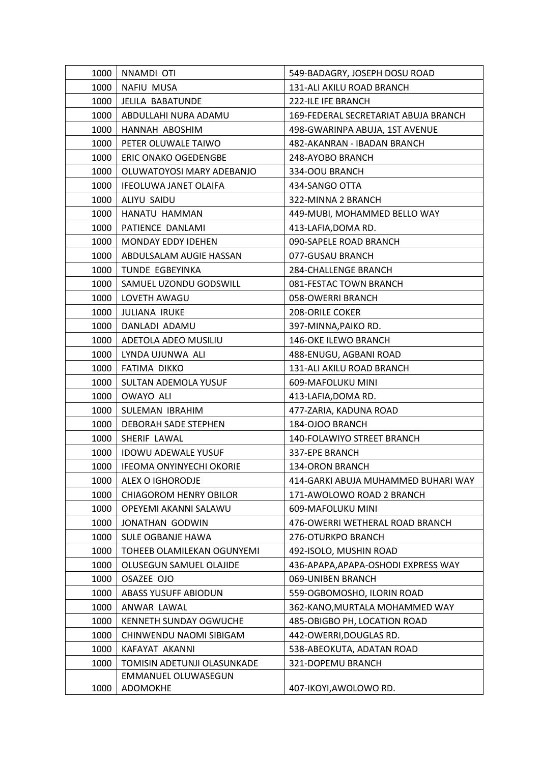| 1000 | NNAMDI OTI | 549-BADAGRY, JOSEPH DOSU ROAD |
|---|---|---|
| 1000 | NAFIU MUSA | 131-ALI AKILU ROAD BRANCH |
| 1000 | JELILA BABATUNDE | 222-ILE IFE BRANCH |
| 1000 | ABDULLAHI NURA ADAMU | 169-FEDERAL SECRETARIAT ABUJA BRANCH |
| 1000 | HANNAH ABOSHIM | 498-GWARINPA ABUJA, 1ST AVENUE |
| 1000 | PETER OLUWALE TAIWO | 482-AKANRAN - IBADAN BRANCH |
| 1000 | ERIC ONAKO OGEDENGBE | 248-AYOBO BRANCH |
| 1000 | OLUWATOYOSI MARY ADEBANJO | 334-OOU BRANCH |
| 1000 | IFEOLUWA JANET OLAIFA | 434-SANGO OTTA |
| 1000 | ALIYU SAIDU | 322-MINNA 2 BRANCH |
| 1000 | HANATU HAMMAN | 449-MUBI, MOHAMMED BELLO WAY |
| 1000 | PATIENCE DANLAMI | 413-LAFIA,DOMA RD. |
| 1000 | MONDAY EDDY IDEHEN | 090-SAPELE ROAD BRANCH |
| 1000 | ABDULSALAM AUGIE HASSAN | 077-GUSAU BRANCH |
| 1000 | TUNDE EGBEYINKA | 284-CHALLENGE BRANCH |
| 1000 | SAMUEL UZONDU GODSWILL | 081-FESTAC TOWN BRANCH |
| 1000 | LOVETH AWAGU | 058-OWERRI BRANCH |
| 1000 | JULIANA IRUKE | 208-ORILE COKER |
| 1000 | DANLADI ADAMU | 397-MINNA,PAIKO RD. |
| 1000 | ADETOLA ADEO MUSILIU | 146-OKE ILEWO BRANCH |
| 1000 | LYNDA UJUNWA ALI | 488-ENUGU, AGBANI ROAD |
| 1000 | FATIMA DIKKO | 131-ALI AKILU ROAD BRANCH |
| 1000 | SULTAN ADEMOLA YUSUF | 609-MAFOLUKU MINI |
| 1000 | OWAYO ALI | 413-LAFIA,DOMA RD. |
| 1000 | SULEMAN IBRAHIM | 477-ZARIA, KADUNA ROAD |
| 1000 | DEBORAH SADE STEPHEN | 184-OJOO BRANCH |
| 1000 | SHERIF LAWAL | 140-FOLAWIYO STREET BRANCH |
| 1000 | IDOWU ADEWALE YUSUF | 337-EPE BRANCH |
| 1000 | IFEOMA ONYINYECHI OKORIE | 134-ORON BRANCH |
| 1000 | ALEX O IGHORODJE | 414-GARKI ABUJA MUHAMMED BUHARI WAY |
| 1000 | CHIAGOROM HENRY OBILOR | 171-AWOLOWO ROAD 2 BRANCH |
| 1000 | OPEYEMI AKANNI SALAWU | 609-MAFOLUKU MINI |
| 1000 | JONATHAN GODWIN | 476-OWERRI WETHERAL ROAD BRANCH |
| 1000 | SULE OGBANJE HAWA | 276-OTURKPO BRANCH |
| 1000 | TOHEEB OLAMILEKAN OGUNYEMI | 492-ISOLO, MUSHIN ROAD |
| 1000 | OLUSEGUN SAMUEL OLAJIDE | 436-APAPA,APAPA-OSHODI EXPRESS WAY |
| 1000 | OSAZEE OJO | 069-UNIBEN BRANCH |
| 1000 | ABASS YUSUFF ABIODUN | 559-OGBOMOSHO, ILORIN ROAD |
| 1000 | ANWAR LAWAL | 362-KANO,MURTALA MOHAMMED WAY |
| 1000 | KENNETH SUNDAY OGWUCHE | 485-OBIGBO PH, LOCATION ROAD |
| 1000 | CHINWENDU NAOMI SIBIGAM | 442-OWERRI,DOUGLAS RD. |
| 1000 | KAFAYAT AKANNI | 538-ABEOKUTA, ADATAN ROAD |
| 1000 | TOMISIN ADETUNJI OLASUNKADE | 321-DOPEMU BRANCH |
| 1000 | EMMANUEL OLUWASEGUN ADOMOKHE | 407-IKOYI,AWOLOWO RD. |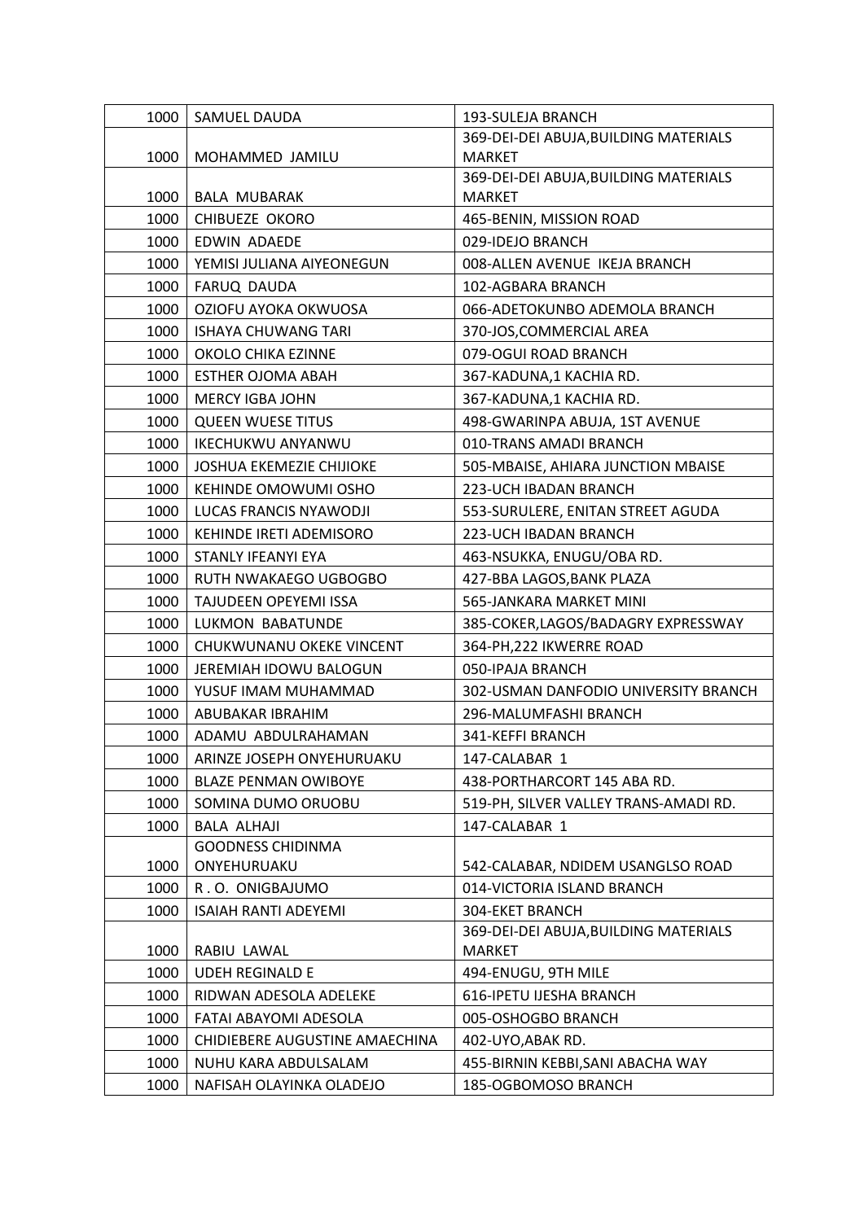| | | |
|---|---|---|
| 1000 | SAMUEL DAUDA | 193-SULEJA BRANCH |
| 1000 | MOHAMMED JAMILU | 369-DEI-DEI ABUJA,BUILDING MATERIALS MARKET |
| 1000 | BALA MUBARAK | 369-DEI-DEI ABUJA,BUILDING MATERIALS MARKET |
| 1000 | CHIBUEZE OKORO | 465-BENIN, MISSION ROAD |
| 1000 | EDWIN ADAEDE | 029-IDEJO BRANCH |
| 1000 | YEMISI JULIANA AIYEONEGUN | 008-ALLEN AVENUE IKEJA BRANCH |
| 1000 | FARUQ DAUDA | 102-AGBARA BRANCH |
| 1000 | OZIOFU AYOKA OKWUOSA | 066-ADETOKUNBO ADEMOLA BRANCH |
| 1000 | ISHAYA CHUWANG TARI | 370-JOS,COMMERCIAL AREA |
| 1000 | OKOLO CHIKA EZINNE | 079-OGUI ROAD BRANCH |
| 1000 | ESTHER OJOMA ABAH | 367-KADUNA,1 KACHIA RD. |
| 1000 | MERCY IGBA JOHN | 367-KADUNA,1 KACHIA RD. |
| 1000 | QUEEN WUESE TITUS | 498-GWARINPA ABUJA, 1ST AVENUE |
| 1000 | IKECHUKWU ANYANWU | 010-TRANS AMADI BRANCH |
| 1000 | JOSHUA EKEMEZIE CHIJIOKE | 505-MBAISE, AHIARA JUNCTION MBAISE |
| 1000 | KEHINDE OMOWUMI OSHO | 223-UCH IBADAN BRANCH |
| 1000 | LUCAS FRANCIS NYAWODJI | 553-SURULERE, ENITAN STREET AGUDA |
| 1000 | KEHINDE IRETI ADEMISORO | 223-UCH IBADAN BRANCH |
| 1000 | STANLY IFEANYI EYA | 463-NSUKKA, ENUGU/OBA RD. |
| 1000 | RUTH NWAKAEGO UGBOGBO | 427-BBA LAGOS,BANK PLAZA |
| 1000 | TAJUDEEN OPEYEMI ISSA | 565-JANKARA MARKET MINI |
| 1000 | LUKMON BABATUNDE | 385-COKER,LAGOS/BADAGRY EXPRESSWAY |
| 1000 | CHUKWUNANU OKEKE VINCENT | 364-PH,222 IKWERRE ROAD |
| 1000 | JEREMIAH IDOWU BALOGUN | 050-IPAJA BRANCH |
| 1000 | YUSUF IMAM MUHAMMAD | 302-USMAN DANFODIO UNIVERSITY BRANCH |
| 1000 | ABUBAKAR IBRAHIM | 296-MALUMFASHI BRANCH |
| 1000 | ADAMU ABDULRAHAMAN | 341-KEFFI BRANCH |
| 1000 | ARINZE JOSEPH ONYEHURUAKU | 147-CALABAR 1 |
| 1000 | BLAZE PENMAN OWIBOYE | 438-PORTHARCORT 145 ABA RD. |
| 1000 | SOMINA DUMO ORUOBU | 519-PH, SILVER VALLEY TRANS-AMADI RD. |
| 1000 | BALA ALHAJI | 147-CALABAR 1 |
| 1000 | GOODNESS CHIDINMA ONYEHURUAKU | 542-CALABAR, NDIDEM USANGLSO ROAD |
| 1000 | R . O. ONIGBAJUMO | 014-VICTORIA ISLAND BRANCH |
| 1000 | ISAIAH RANTI ADEYEMI | 304-EKET BRANCH |
| 1000 | RABIU LAWAL | 369-DEI-DEI ABUJA,BUILDING MATERIALS MARKET |
| 1000 | UDEH REGINALD E | 494-ENUGU, 9TH MILE |
| 1000 | RIDWAN ADESOLA ADELEKE | 616-IPETU IJESHA BRANCH |
| 1000 | FATAI ABAYOMI ADESOLA | 005-OSHOGBO BRANCH |
| 1000 | CHIDIEBERE AUGUSTINE AMAECHINA | 402-UYO,ABAK RD. |
| 1000 | NUHU KARA ABDULSALAM | 455-BIRNIN KEBBI,SANI ABACHA WAY |
| 1000 | NAFISAH OLAYINKA OLADEJO | 185-OGBOMOSO BRANCH |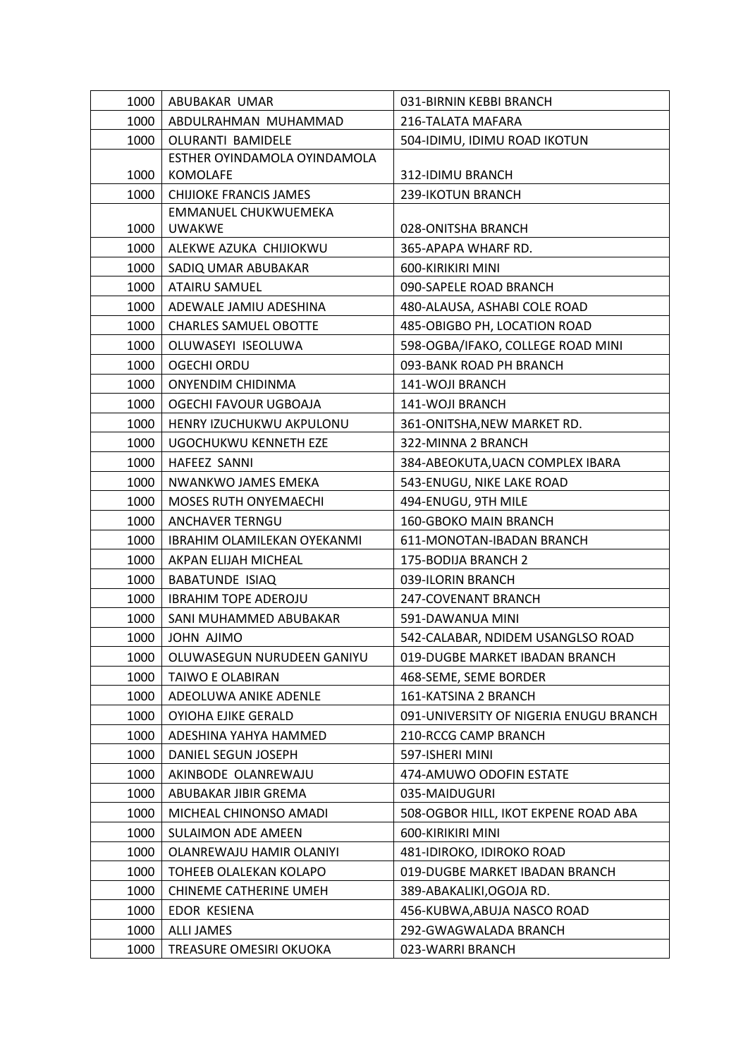| | | |
|---|---|---|
| 1000 | ABUBAKAR UMAR | 031-BIRNIN KEBBI BRANCH |
| 1000 | ABDULRAHMAN MUHAMMAD | 216-TALATA MAFARA |
| 1000 | OLURANTI BAMIDELE | 504-IDIMU, IDIMU ROAD IKOTUN |
| 1000 | ESTHER OYINDAMOLA OYINDAMOLA KOMOLAFE | 312-IDIMU BRANCH |
| 1000 | CHIJIOKE FRANCIS JAMES | 239-IKOTUN BRANCH |
| 1000 | EMMANUEL CHUKWUEMEKA UWAKWE | 028-ONITSHA BRANCH |
| 1000 | ALEKWE AZUKA CHIJIOKWU | 365-APAPA WHARF RD. |
| 1000 | SADIQ UMAR ABUBAKAR | 600-KIRIKIRI MINI |
| 1000 | ATAIRU SAMUEL | 090-SAPELE ROAD BRANCH |
| 1000 | ADEWALE JAMIU ADESHINA | 480-ALAUSA, ASHABI COLE ROAD |
| 1000 | CHARLES SAMUEL OBOTTE | 485-OBIGBO PH, LOCATION ROAD |
| 1000 | OLUWASEYI ISEOLUWA | 598-OGBA/IFAKO, COLLEGE ROAD MINI |
| 1000 | OGECHI ORDU | 093-BANK ROAD PH BRANCH |
| 1000 | ONYENDIM CHIDINMA | 141-WOJI BRANCH |
| 1000 | OGECHI FAVOUR UGBOAJA | 141-WOJI BRANCH |
| 1000 | HENRY IZUCHUKWU AKPULONU | 361-ONITSHA,NEW MARKET RD. |
| 1000 | UGOCHUKWU KENNETH EZE | 322-MINNA 2 BRANCH |
| 1000 | HAFEEZ SANNI | 384-ABEOKUTA,UACN COMPLEX IBARA |
| 1000 | NWANKWO JAMES EMEKA | 543-ENUGU, NIKE LAKE ROAD |
| 1000 | MOSES RUTH ONYEMAECHI | 494-ENUGU, 9TH MILE |
| 1000 | ANCHAVER TERNGU | 160-GBOKO MAIN BRANCH |
| 1000 | IBRAHIM OLAMILEKAN OYEKANMI | 611-MONOTAN-IBADAN BRANCH |
| 1000 | AKPAN ELIJAH MICHEAL | 175-BODIJA BRANCH 2 |
| 1000 | BABATUNDE ISIAQ | 039-ILORIN BRANCH |
| 1000 | IBRAHIM TOPE ADEROJU | 247-COVENANT BRANCH |
| 1000 | SANI MUHAMMED ABUBAKAR | 591-DAWANUA MINI |
| 1000 | JOHN AJIMO | 542-CALABAR, NDIDEM USANGLSO ROAD |
| 1000 | OLUWASEGUN NURUDEEN GANIYU | 019-DUGBE MARKET IBADAN BRANCH |
| 1000 | TAIWO E OLABIRAN | 468-SEME, SEME BORDER |
| 1000 | ADEOLUWA ANIKE ADENLE | 161-KATSINA 2 BRANCH |
| 1000 | OYIOHA EJIKE GERALD | 091-UNIVERSITY OF NIGERIA ENUGU BRANCH |
| 1000 | ADESHINA YAHYA HAMMED | 210-RCCG CAMP BRANCH |
| 1000 | DANIEL SEGUN JOSEPH | 597-ISHERI MINI |
| 1000 | AKINBODE OLANREWAJU | 474-AMUWO ODOFIN ESTATE |
| 1000 | ABUBAKAR JIBIR GREMA | 035-MAIDUGURI |
| 1000 | MICHEAL CHINONSO AMADI | 508-OGBOR HILL, IKOT EKPENE ROAD ABA |
| 1000 | SULAIMON ADE AMEEN | 600-KIRIKIRI MINI |
| 1000 | OLANREWAJU HAMIR OLANIYI | 481-IDIROKO, IDIROKO ROAD |
| 1000 | TOHEEB OLALEKAN KOLAPO | 019-DUGBE MARKET IBADAN BRANCH |
| 1000 | CHINEME CATHERINE UMEH | 389-ABAKALIKI,OGOJA RD. |
| 1000 | EDOR KESIENA | 456-KUBWA,ABUJA NASCO ROAD |
| 1000 | ALLI JAMES | 292-GWAGWALADA BRANCH |
| 1000 | TREASURE OMESIRI OKUOKA | 023-WARRI BRANCH |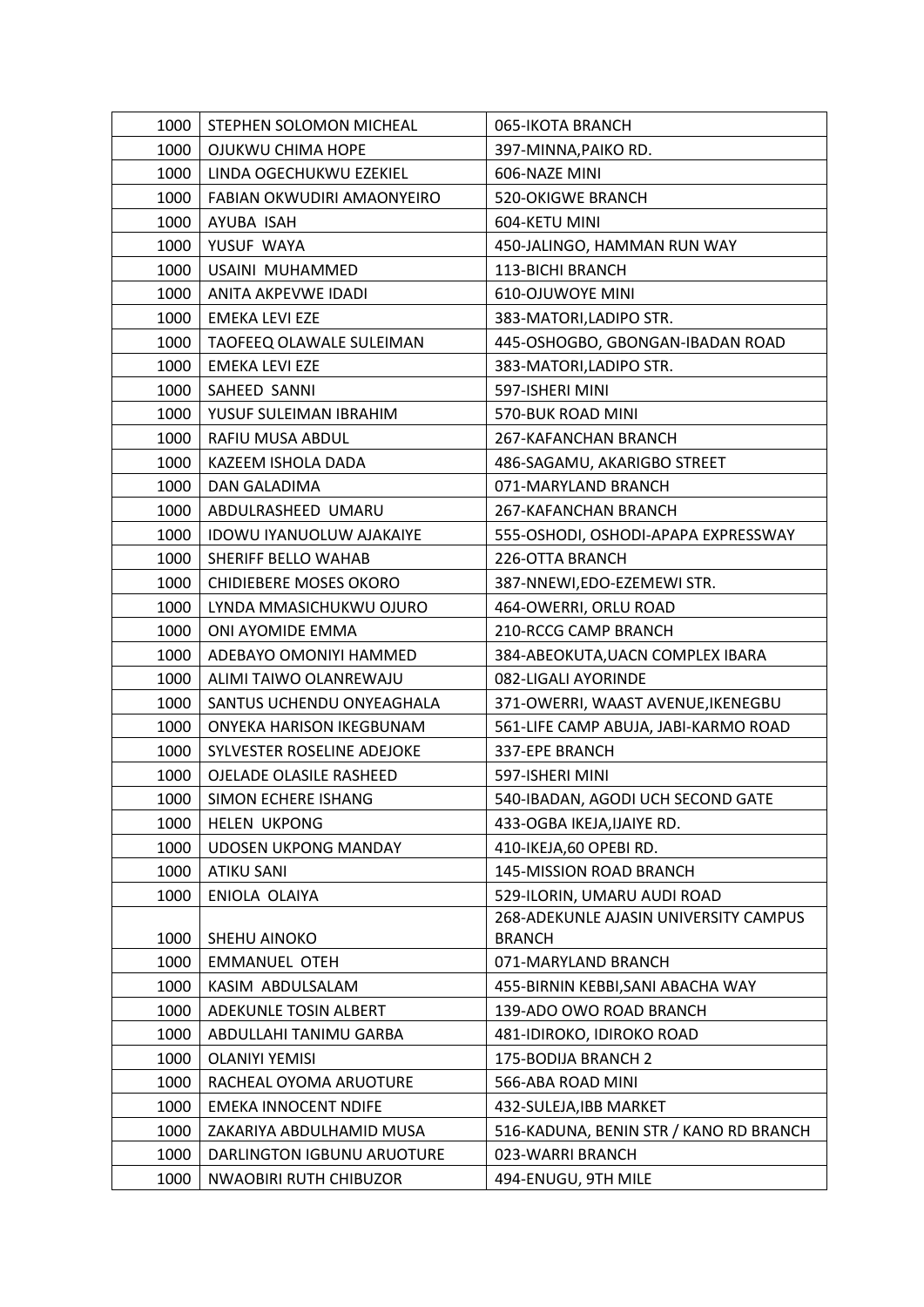| 1000 | STEPHEN SOLOMON MICHEAL | 065-IKOTA BRANCH |
|---|---|---|
| 1000 | OJUKWU CHIMA HOPE | 397-MINNA,PAIKO RD. |
| 1000 | LINDA OGECHUKWU EZEKIEL | 606-NAZE MINI |
| 1000 | FABIAN OKWUDIRI AMAONYEIRO | 520-OKIGWE BRANCH |
| 1000 | AYUBA ISAH | 604-KETU MINI |
| 1000 | YUSUF WAYA | 450-JALINGO, HAMMAN RUN WAY |
| 1000 | USAINI MUHAMMED | 113-BICHI BRANCH |
| 1000 | ANITA AKPEVWE IDADI | 610-OJUWOYE MINI |
| 1000 | EMEKA LEVI EZE | 383-MATORI,LADIPO STR. |
| 1000 | TAOFEEQ OLAWALE SULEIMAN | 445-OSHOGBO, GBONGAN-IBADAN ROAD |
| 1000 | EMEKA LEVI EZE | 383-MATORI,LADIPO STR. |
| 1000 | SAHEED SANNI | 597-ISHERI MINI |
| 1000 | YUSUF SULEIMAN IBRAHIM | 570-BUK ROAD MINI |
| 1000 | RAFIU MUSA ABDUL | 267-KAFANCHAN BRANCH |
| 1000 | KAZEEM ISHOLA DADA | 486-SAGAMU, AKARIGBO STREET |
| 1000 | DAN GALADIMA | 071-MARYLAND BRANCH |
| 1000 | ABDULRASHEED UMARU | 267-KAFANCHAN BRANCH |
| 1000 | IDOWU IYANUOLUW AJAKAIYE | 555-OSHODI, OSHODI-APAPA EXPRESSWAY |
| 1000 | SHERIFF BELLO WAHAB | 226-OTTA BRANCH |
| 1000 | CHIDIEBERE MOSES OKORO | 387-NNEWI,EDO-EZEMEWI STR. |
| 1000 | LYNDA MMASICHUKWU OJURO | 464-OWERRI, ORLU ROAD |
| 1000 | ONI AYOMIDE EMMA | 210-RCCG CAMP BRANCH |
| 1000 | ADEBAYO OMONIYI HAMMED | 384-ABEOKUTA,UACN COMPLEX IBARA |
| 1000 | ALIMI TAIWO OLANREWAJU | 082-LIGALI AYORINDE |
| 1000 | SANTUS UCHENDU ONYEAGHALA | 371-OWERRI, WAAST AVENUE,IKENEGBU |
| 1000 | ONYEKA HARISON IKEGBUNAM | 561-LIFE CAMP ABUJA, JABI-KARMO ROAD |
| 1000 | SYLVESTER ROSELINE ADEJOKE | 337-EPE BRANCH |
| 1000 | OJELADE OLASILE RASHEED | 597-ISHERI MINI |
| 1000 | SIMON ECHERE ISHANG | 540-IBADAN, AGODI UCH SECOND GATE |
| 1000 | HELEN UKPONG | 433-OGBA IKEJA,IJAIYE RD. |
| 1000 | UDOSEN UKPONG MANDAY | 410-IKEJA,60 OPEBI RD. |
| 1000 | ATIKU SANI | 145-MISSION ROAD BRANCH |
| 1000 | ENIOLA OLAIYA | 529-ILORIN, UMARU AUDI ROAD |
| 1000 | SHEHU AINOKO | 268-ADEKUNLE AJASIN UNIVERSITY CAMPUS BRANCH |
| 1000 | EMMANUEL OTEH | 071-MARYLAND BRANCH |
| 1000 | KASIM ABDULSALAM | 455-BIRNIN KEBBI,SANI ABACHA WAY |
| 1000 | ADEKUNLE TOSIN ALBERT | 139-ADO OWO ROAD BRANCH |
| 1000 | ABDULLAHI TANIMU GARBA | 481-IDIROKO, IDIROKO ROAD |
| 1000 | OLANIYI YEMISI | 175-BODIJA BRANCH 2 |
| 1000 | RACHEAL OYOMA ARUOTURE | 566-ABA ROAD MINI |
| 1000 | EMEKA INNOCENT NDIFE | 432-SULEJA,IBB MARKET |
| 1000 | ZAKARIYA ABDULHAMID MUSA | 516-KADUNA, BENIN STR / KANO RD BRANCH |
| 1000 | DARLINGTON IGBUNU ARUOTURE | 023-WARRI BRANCH |
| 1000 | NWAOBIRI RUTH CHIBUZOR | 494-ENUGU, 9TH MILE |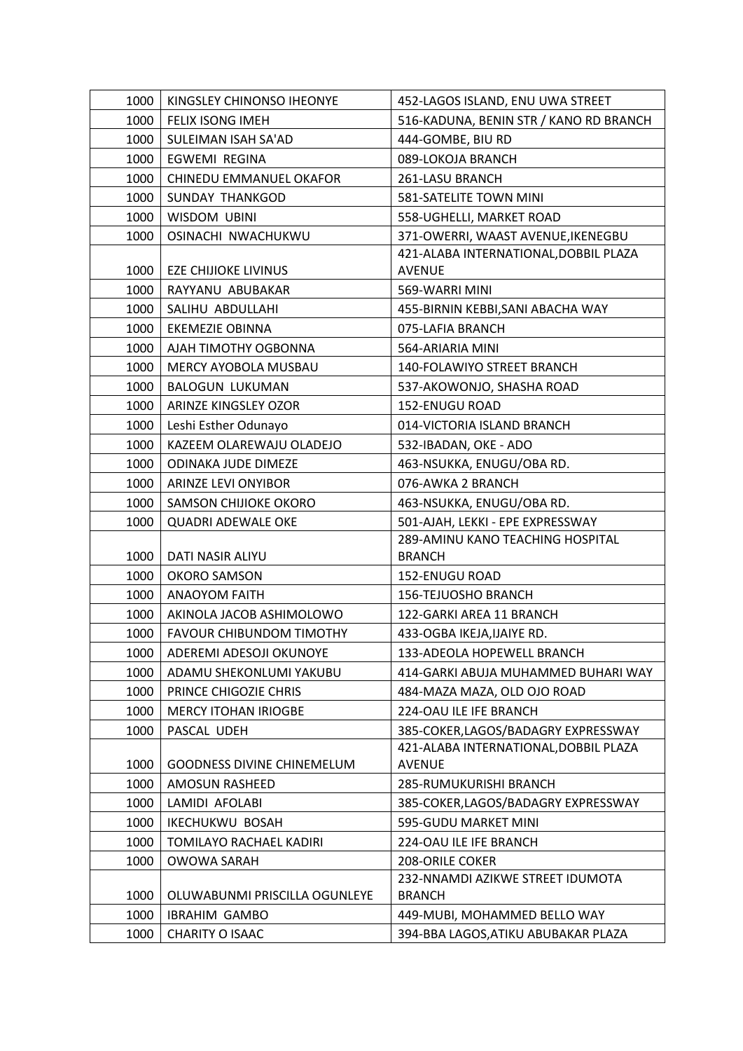| | | |
|---|---|---|
| 1000 | KINGSLEY CHINONSO IHEONYE | 452-LAGOS ISLAND, ENU UWA STREET |
| 1000 | FELIX ISONG IMEH | 516-KADUNA, BENIN STR / KANO RD BRANCH |
| 1000 | SULEIMAN ISAH SA'AD | 444-GOMBE, BIU RD |
| 1000 | EGWEMI REGINA | 089-LOKOJA BRANCH |
| 1000 | CHINEDU EMMANUEL OKAFOR | 261-LASU BRANCH |
| 1000 | SUNDAY THANKGOD | 581-SATELITE TOWN MINI |
| 1000 | WISDOM UBINI | 558-UGHELLI, MARKET ROAD |
| 1000 | OSINACHI NWACHUKWU | 371-OWERRI, WAAST AVENUE,IKENEGBU |
| 1000 | EZE CHIJIOKE LIVINUS | 421-ALABA INTERNATIONAL,DOBBIL PLAZA AVENUE |
| 1000 | RAYYANU ABUBAKAR | 569-WARRI MINI |
| 1000 | SALIHU ABDULLAHI | 455-BIRNIN KEBBI,SANI ABACHA WAY |
| 1000 | EKEMEZIE OBINNA | 075-LAFIA BRANCH |
| 1000 | AJAH TIMOTHY OGBONNA | 564-ARIARIA MINI |
| 1000 | MERCY AYOBOLA MUSBAU | 140-FOLAWIYO STREET BRANCH |
| 1000 | BALOGUN LUKUMAN | 537-AKOWONJO, SHASHA ROAD |
| 1000 | ARINZE KINGSLEY OZOR | 152-ENUGU ROAD |
| 1000 | Leshi Esther Odunayo | 014-VICTORIA ISLAND BRANCH |
| 1000 | KAZEEM OLAREWAJU OLADEJO | 532-IBADAN, OKE - ADO |
| 1000 | ODINAKA JUDE DIMEZE | 463-NSUKKA, ENUGU/OBA RD. |
| 1000 | ARINZE LEVI ONYIBOR | 076-AWKA 2 BRANCH |
| 1000 | SAMSON CHIJIOKE OKORO | 463-NSUKKA, ENUGU/OBA RD. |
| 1000 | QUADRI ADEWALE OKE | 501-AJAH, LEKKI - EPE EXPRESSWAY |
| 1000 | DATI NASIR ALIYU | 289-AMINU KANO TEACHING HOSPITAL BRANCH |
| 1000 | OKORO SAMSON | 152-ENUGU ROAD |
| 1000 | ANAOYOM FAITH | 156-TEJUOSHO BRANCH |
| 1000 | AKINOLA JACOB ASHIMOLOWO | 122-GARKI AREA 11 BRANCH |
| 1000 | FAVOUR CHIBUNDOM TIMOTHY | 433-OGBA IKEJA,IJAIYE RD. |
| 1000 | ADEREMI ADESOJI OKUNOYE | 133-ADEOLA HOPEWELL BRANCH |
| 1000 | ADAMU SHEKONLUMI YAKUBU | 414-GARKI ABUJA MUHAMMED BUHARI WAY |
| 1000 | PRINCE CHIGOZIE CHRIS | 484-MAZA MAZA, OLD OJO ROAD |
| 1000 | MERCY ITOHAN IRIOGBE | 224-OAU ILE IFE BRANCH |
| 1000 | PASCAL UDEH | 385-COKER,LAGOS/BADAGRY EXPRESSWAY |
| 1000 | GOODNESS DIVINE CHINEMELUM | 421-ALABA INTERNATIONAL,DOBBIL PLAZA AVENUE |
| 1000 | AMOSUN RASHEED | 285-RUMUKURISHI BRANCH |
| 1000 | LAMIDI AFOLABI | 385-COKER,LAGOS/BADAGRY EXPRESSWAY |
| 1000 | IKECHUKWU BOSAH | 595-GUDU MARKET MINI |
| 1000 | TOMILAYO RACHAEL KADIRI | 224-OAU ILE IFE BRANCH |
| 1000 | OWOWA SARAH | 208-ORILE COKER |
| 1000 | OLUWABUNMI PRISCILLA OGUNLEYE | 232-NNAMDI AZIKWE STREET IDUMOTA BRANCH |
| 1000 | IBRAHIM GAMBO | 449-MUBI, MOHAMMED BELLO WAY |
| 1000 | CHARITY O ISAAC | 394-BBA LAGOS,ATIKU ABUBAKAR PLAZA |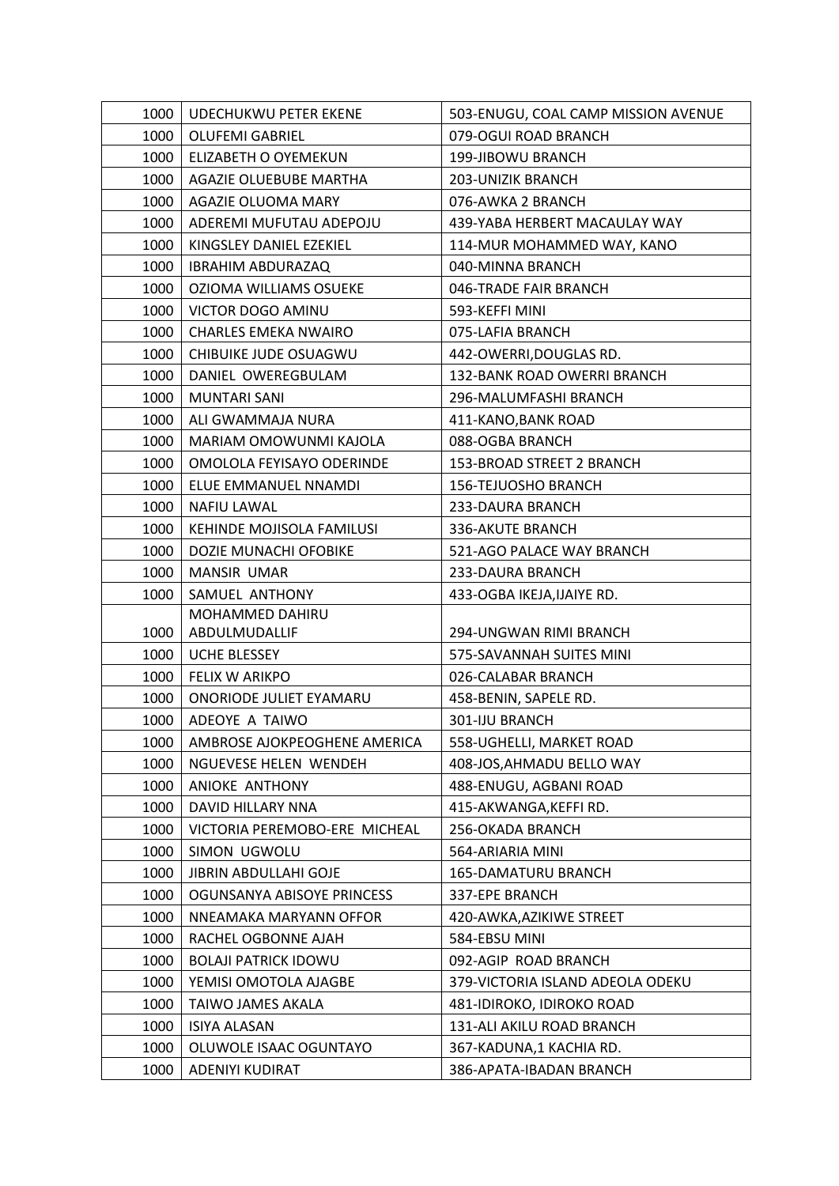| 1000 | UDECHUKWU PETER EKENE | 503-ENUGU, COAL CAMP MISSION AVENUE |
|---|---|---|
| 1000 | OLUFEMI GABRIEL | 079-OGUI ROAD BRANCH |
| 1000 | ELIZABETH O OYEMEKUN | 199-JIBOWU BRANCH |
| 1000 | AGAZIE OLUEBUBE MARTHA | 203-UNIZIK BRANCH |
| 1000 | AGAZIE OLUOMA MARY | 076-AWKA 2 BRANCH |
| 1000 | ADEREMI MUFUTAU ADEPOJU | 439-YABA HERBERT MACAULAY WAY |
| 1000 | KINGSLEY DANIEL EZEKIEL | 114-MUR MOHAMMED WAY, KANO |
| 1000 | IBRAHIM ABDURAZAQ | 040-MINNA BRANCH |
| 1000 | OZIOMA WILLIAMS OSUEKE | 046-TRADE FAIR BRANCH |
| 1000 | VICTOR DOGO AMINU | 593-KEFFI MINI |
| 1000 | CHARLES EMEKA NWAIRO | 075-LAFIA BRANCH |
| 1000 | CHIBUIKE JUDE OSUAGWU | 442-OWERRI,DOUGLAS RD. |
| 1000 | DANIEL OWEREGBULAM | 132-BANK ROAD OWERRI BRANCH |
| 1000 | MUNTARI SANI | 296-MALUMFASHI BRANCH |
| 1000 | ALI GWAMMAJA NURA | 411-KANO,BANK ROAD |
| 1000 | MARIAM OMOWUNMI KAJOLA | 088-OGBA BRANCH |
| 1000 | OMOLOLA FEYISAYO ODERINDE | 153-BROAD STREET 2 BRANCH |
| 1000 | ELUE EMMANUEL NNAMDI | 156-TEJUOSHO BRANCH |
| 1000 | NAFIU LAWAL | 233-DAURA BRANCH |
| 1000 | KEHINDE MOJISOLA FAMILUSI | 336-AKUTE BRANCH |
| 1000 | DOZIE MUNACHI OFOBIKE | 521-AGO PALACE WAY BRANCH |
| 1000 | MANSIR UMAR | 233-DAURA BRANCH |
| 1000 | SAMUEL ANTHONY | 433-OGBA IKEJA,IJAIYE RD. |
| 1000 | MOHAMMED DAHIRU ABDULMUDALLIF | 294-UNGWAN RIMI BRANCH |
| 1000 | UCHE BLESSEY | 575-SAVANNAH SUITES MINI |
| 1000 | FELIX W ARIKPO | 026-CALABAR BRANCH |
| 1000 | ONORIODE JULIET EYAMARU | 458-BENIN, SAPELE RD. |
| 1000 | ADEOYE A TAIWO | 301-IJU BRANCH |
| 1000 | AMBROSE AJOKPEOGHENE AMERICA | 558-UGHELLI, MARKET ROAD |
| 1000 | NGUEVESE HELEN WENDEH | 408-JOS,AHMADU BELLO WAY |
| 1000 | ANIOKE ANTHONY | 488-ENUGU, AGBANI ROAD |
| 1000 | DAVID HILLARY NNA | 415-AKWANGA,KEFFI RD. |
| 1000 | VICTORIA PEREMOBO-ERE MICHEAL | 256-OKADA BRANCH |
| 1000 | SIMON UGWOLU | 564-ARIARIA MINI |
| 1000 | JIBRIN ABDULLAHI GOJE | 165-DAMATURU BRANCH |
| 1000 | OGUNSANYA ABISOYE PRINCESS | 337-EPE BRANCH |
| 1000 | NNEAMAKA MARYANN OFFOR | 420-AWKA,AZIKIWE STREET |
| 1000 | RACHEL OGBONNE AJAH | 584-EBSU MINI |
| 1000 | BOLAJI PATRICK IDOWU | 092-AGIP ROAD BRANCH |
| 1000 | YEMISI OMOTOLA AJAGBE | 379-VICTORIA ISLAND ADEOLA ODEKU |
| 1000 | TAIWO JAMES AKALA | 481-IDIROKO, IDIROKO ROAD |
| 1000 | ISIYA ALASAN | 131-ALI AKILU ROAD BRANCH |
| 1000 | OLUWOLE ISAAC OGUNTAYO | 367-KADUNA,1 KACHIA RD. |
| 1000 | ADENIYI KUDIRAT | 386-APATA-IBADAN BRANCH |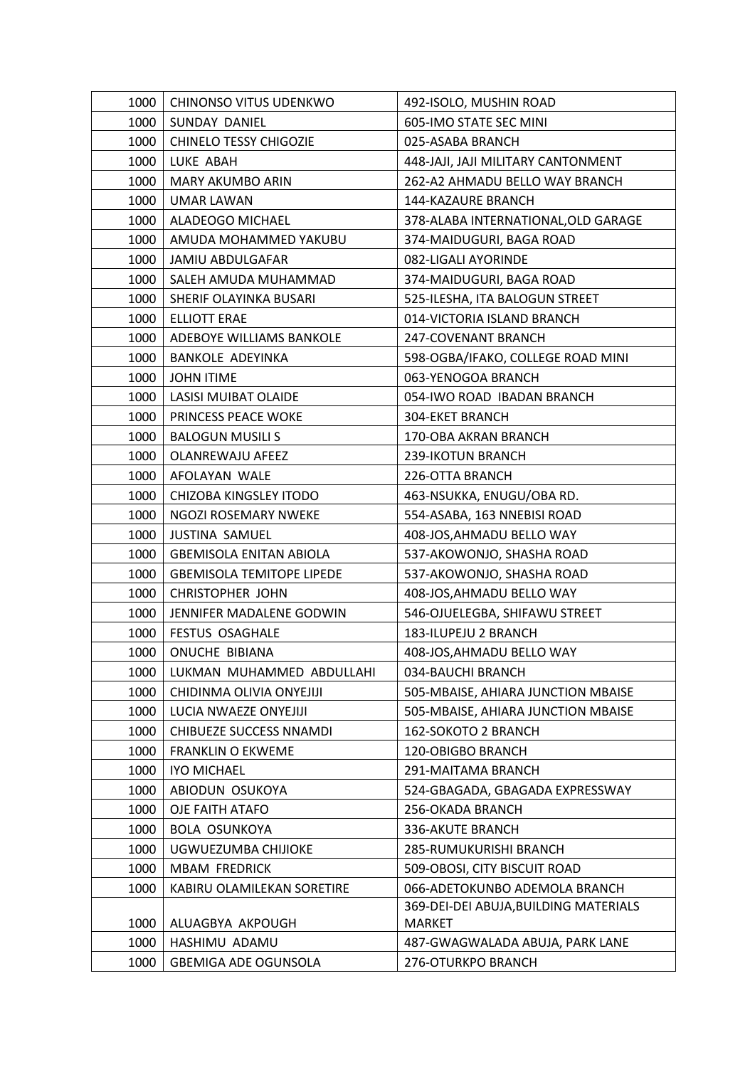| 1000 | CHINONSO VITUS UDENKWO | 492-ISOLO, MUSHIN ROAD |
|---|---|---|
| 1000 | SUNDAY DANIEL | 605-IMO STATE SEC MINI |
| 1000 | CHINELO TESSY CHIGOZIE | 025-ASABA BRANCH |
| 1000 | LUKE ABAH | 448-JAJI, JAJI MILITARY CANTONMENT |
| 1000 | MARY AKUMBO ARIN | 262-A2 AHMADU BELLO WAY BRANCH |
| 1000 | UMAR LAWAN | 144-KAZAURE BRANCH |
| 1000 | ALADEOGO MICHAEL | 378-ALABA INTERNATIONAL,OLD GARAGE |
| 1000 | AMUDA MOHAMMED YAKUBU | 374-MAIDUGURI, BAGA ROAD |
| 1000 | JAMIU ABDULGAFAR | 082-LIGALI AYORINDE |
| 1000 | SALEH AMUDA MUHAMMAD | 374-MAIDUGURI, BAGA ROAD |
| 1000 | SHERIF OLAYINKA BUSARI | 525-ILESHA, ITA BALOGUN STREET |
| 1000 | ELLIOTT ERAE | 014-VICTORIA ISLAND BRANCH |
| 1000 | ADEBOYE WILLIAMS BANKOLE | 247-COVENANT BRANCH |
| 1000 | BANKOLE ADEYINKA | 598-OGBA/IFAKO, COLLEGE ROAD MINI |
| 1000 | JOHN ITIME | 063-YENOGOA BRANCH |
| 1000 | LASISI MUIBAT OLAIDE | 054-IWO ROAD IBADAN BRANCH |
| 1000 | PRINCESS PEACE WOKE | 304-EKET BRANCH |
| 1000 | BALOGUN MUSILI S | 170-OBA AKRAN BRANCH |
| 1000 | OLANREWAJU AFEEZ | 239-IKOTUN BRANCH |
| 1000 | AFOLAYAN WALE | 226-OTTA BRANCH |
| 1000 | CHIZOBA KINGSLEY ITODO | 463-NSUKKA, ENUGU/OBA RD. |
| 1000 | NGOZI ROSEMARY NWEKE | 554-ASABA, 163 NNEBISI ROAD |
| 1000 | JUSTINA SAMUEL | 408-JOS,AHMADU BELLO WAY |
| 1000 | GBEMISOLA ENITAN ABIOLA | 537-AKOWONJO, SHASHA ROAD |
| 1000 | GBEMISOLA TEMITOPE LIPEDE | 537-AKOWONJO, SHASHA ROAD |
| 1000 | CHRISTOPHER JOHN | 408-JOS,AHMADU BELLO WAY |
| 1000 | JENNIFER MADALENE GODWIN | 546-OJUELEGBA, SHIFAWU STREET |
| 1000 | FESTUS OSAGHALE | 183-ILUPEJU 2 BRANCH |
| 1000 | ONUCHE BIBIANA | 408-JOS,AHMADU BELLO WAY |
| 1000 | LUKMAN MUHAMMED ABDULLAHI | 034-BAUCHI BRANCH |
| 1000 | CHIDINMA OLIVIA ONYEJIJI | 505-MBAISE, AHIARA JUNCTION MBAISE |
| 1000 | LUCIA NWAEZE ONYEJIJI | 505-MBAISE, AHIARA JUNCTION MBAISE |
| 1000 | CHIBUEZE SUCCESS NNAMDI | 162-SOKOTO 2 BRANCH |
| 1000 | FRANKLIN O EKWEME | 120-OBIGBO BRANCH |
| 1000 | IYO MICHAEL | 291-MAITAMA BRANCH |
| 1000 | ABIODUN OSUKOYA | 524-GBAGADA, GBAGADA EXPRESSWAY |
| 1000 | OJE FAITH ATAFO | 256-OKADA BRANCH |
| 1000 | BOLA OSUNKOYA | 336-AKUTE BRANCH |
| 1000 | UGWUEZUMBA CHIJIOKE | 285-RUMUKURISHI BRANCH |
| 1000 | MBAM FREDRICK | 509-OBOSI, CITY BISCUIT ROAD |
| 1000 | KABIRU OLAMILEKAN SORETIRE | 066-ADETOKUNBO ADEMOLA BRANCH |
| 1000 | ALUAGBYA AKPOUGH | 369-DEI-DEI ABUJA,BUILDING MATERIALS MARKET |
| 1000 | HASHIMU ADAMU | 487-GWAGWALADA ABUJA, PARK LANE |
| 1000 | GBEMIGA ADE OGUNSOLA | 276-OTURKPO BRANCH |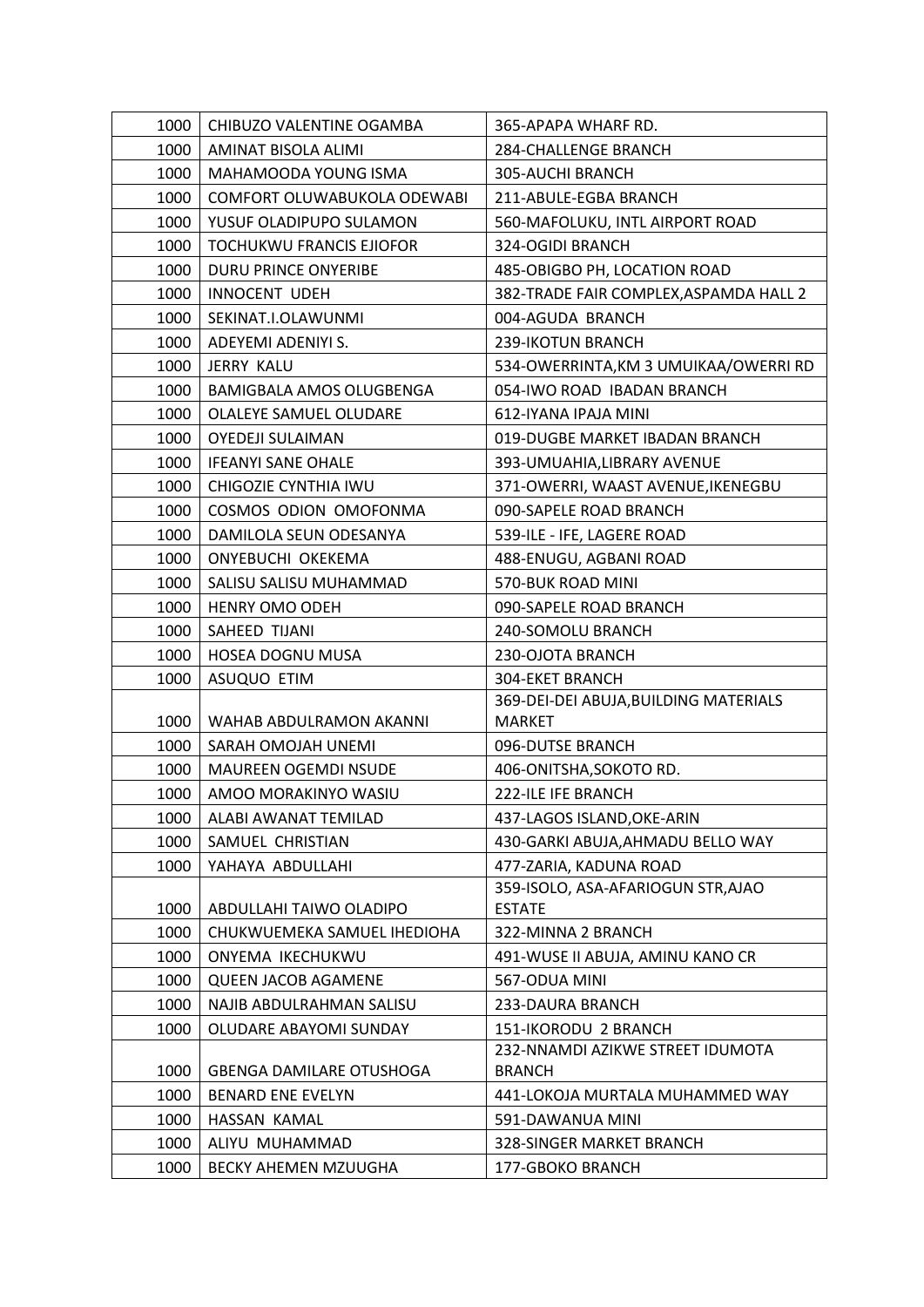| 1000 | CHIBUZO VALENTINE OGAMBA | 365-APAPA WHARF RD. |
|---|---|---|
| 1000 | AMINAT BISOLA ALIMI | 284-CHALLENGE BRANCH |
| 1000 | MAHAMOODA YOUNG ISMA | 305-AUCHI BRANCH |
| 1000 | COMFORT OLUWABUKOLA ODEWABI | 211-ABULE-EGBA BRANCH |
| 1000 | YUSUF OLADIPUPO SULAMON | 560-MAFOLUKU, INTL AIRPORT ROAD |
| 1000 | TOCHUKWU FRANCIS EJIOFOR | 324-OGIDI BRANCH |
| 1000 | DURU PRINCE ONYERIBE | 485-OBIGBO PH, LOCATION ROAD |
| 1000 | INNOCENT UDEH | 382-TRADE FAIR COMPLEX,ASPAMDA HALL 2 |
| 1000 | SEKINAT.I.OLAWUNMI | 004-AGUDA BRANCH |
| 1000 | ADEYEMI ADENIYI S. | 239-IKOTUN BRANCH |
| 1000 | JERRY KALU | 534-OWERRINTA,KM 3 UMUIKAA/OWERRI RD |
| 1000 | BAMIGBALA AMOS OLUGBENGA | 054-IWO ROAD IBADAN BRANCH |
| 1000 | OLALEYE SAMUEL OLUDARE | 612-IYANA IPAJA MINI |
| 1000 | OYEDEJI SULAIMAN | 019-DUGBE MARKET IBADAN BRANCH |
| 1000 | IFEANYI SANE OHALE | 393-UMUAHIA,LIBRARY AVENUE |
| 1000 | CHIGOZIE CYNTHIA IWU | 371-OWERRI, WAAST AVENUE,IKENEGBU |
| 1000 | COSMOS ODION OMOFONMA | 090-SAPELE ROAD BRANCH |
| 1000 | DAMILOLA SEUN ODESANYA | 539-ILE - IFE, LAGERE ROAD |
| 1000 | ONYEBUCHI OKEKEMA | 488-ENUGU, AGBANI ROAD |
| 1000 | SALISU SALISU MUHAMMAD | 570-BUK ROAD MINI |
| 1000 | HENRY OMO ODEH | 090-SAPELE ROAD BRANCH |
| 1000 | SAHEED TIJANI | 240-SOMOLU BRANCH |
| 1000 | HOSEA DOGNU MUSA | 230-OJOTA BRANCH |
| 1000 | ASUQUO ETIM | 304-EKET BRANCH |
| 1000 | WAHAB ABDULRAMON AKANNI | 369-DEI-DEI ABUJA,BUILDING MATERIALS MARKET |
| 1000 | SARAH OMOJAH UNEMI | 096-DUTSE BRANCH |
| 1000 | MAUREEN OGEMDI NSUDE | 406-ONITSHA,SOKOTO RD. |
| 1000 | AMOO MORAKINYO WASIU | 222-ILE IFE BRANCH |
| 1000 | ALABI AWANAT TEMILAD | 437-LAGOS ISLAND,OKE-ARIN |
| 1000 | SAMUEL CHRISTIAN | 430-GARKI ABUJA,AHMADU BELLO WAY |
| 1000 | YAHAYA ABDULLAHI | 477-ZARIA, KADUNA ROAD |
| 1000 | ABDULLAHI TAIWO OLADIPO | 359-ISOLO, ASA-AFARIOGUN STR,AJAO ESTATE |
| 1000 | CHUKWUEMEKA SAMUEL IHEDIOHA | 322-MINNA 2 BRANCH |
| 1000 | ONYEMA IKECHUKWU | 491-WUSE II ABUJA, AMINU KANO CR |
| 1000 | QUEEN JACOB AGAMENE | 567-ODUA MINI |
| 1000 | NAJIB ABDULRAHMAN SALISU | 233-DAURA BRANCH |
| 1000 | OLUDARE ABAYOMI SUNDAY | 151-IKORODU 2 BRANCH |
| 1000 | GBENGA DAMILARE OTUSHOGA | 232-NNAMDI AZIKWE STREET IDUMOTA BRANCH |
| 1000 | BENARD ENE EVELYN | 441-LOKOJA MURTALA MUHAMMED WAY |
| 1000 | HASSAN KAMAL | 591-DAWANUA MINI |
| 1000 | ALIYU MUHAMMAD | 328-SINGER MARKET BRANCH |
| 1000 | BECKY AHEMEN MZUUGHA | 177-GBOKO BRANCH |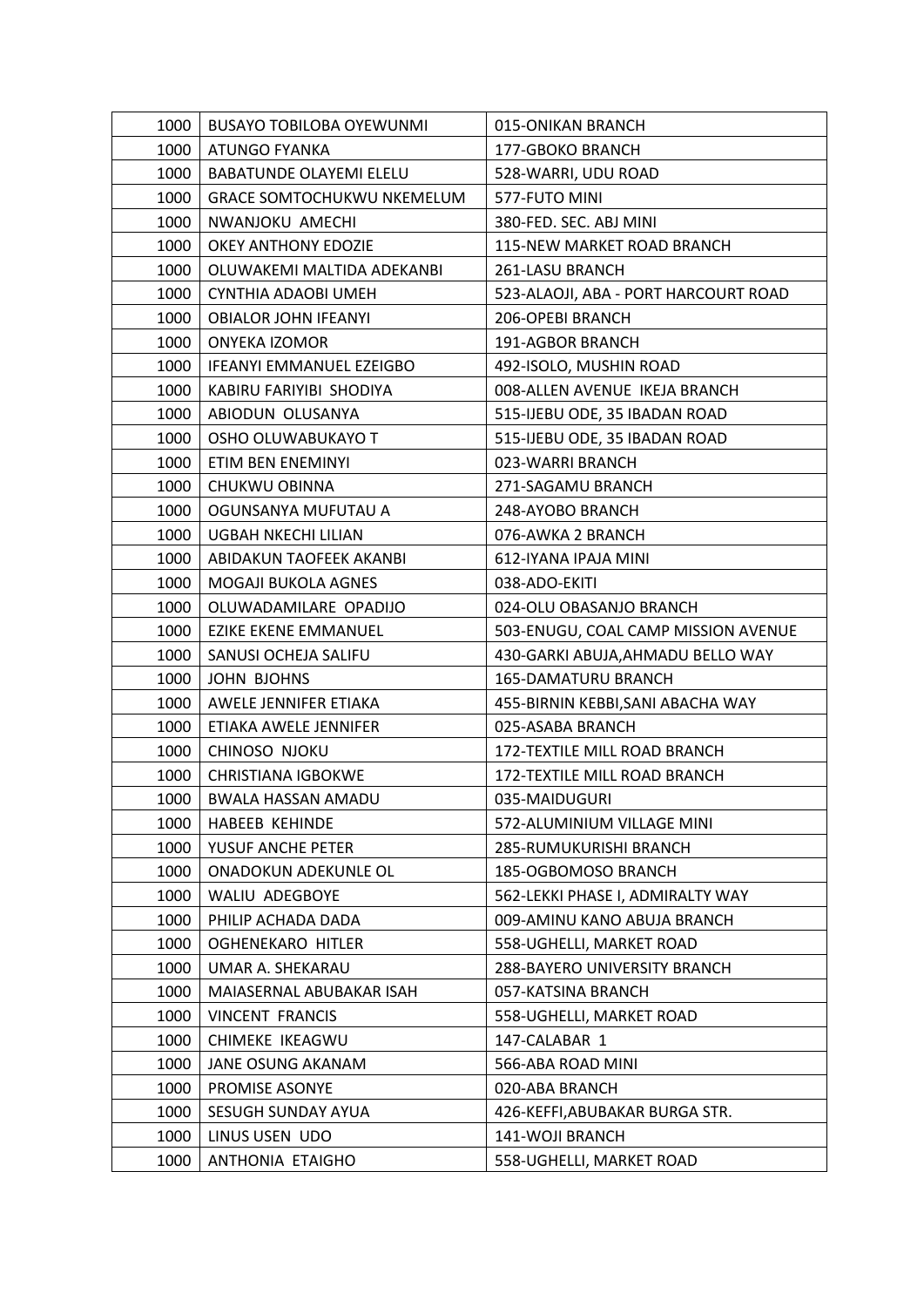| 1000 | BUSAYO TOBILOBA OYEWUNMI | 015-ONIKAN BRANCH |
|---|---|---|
| 1000 | ATUNGO FYANKA | 177-GBOKO BRANCH |
| 1000 | BABATUNDE OLAYEMI ELELU | 528-WARRI, UDU ROAD |
| 1000 | GRACE SOMTOCHUKWU NKEMELUM | 577-FUTO MINI |
| 1000 | NWANJOKU AMECHI | 380-FED. SEC. ABJ MINI |
| 1000 | OKEY ANTHONY EDOZIE | 115-NEW MARKET ROAD BRANCH |
| 1000 | OLUWAKEMI MALTIDA ADEKANBI | 261-LASU BRANCH |
| 1000 | CYNTHIA ADAOBI UMEH | 523-ALAOJI, ABA - PORT HARCOURT ROAD |
| 1000 | OBIALOR JOHN IFEANYI | 206-OPEBI BRANCH |
| 1000 | ONYEKA IZOMOR | 191-AGBOR BRANCH |
| 1000 | IFEANYI EMMANUEL EZEIGBO | 492-ISOLO, MUSHIN ROAD |
| 1000 | KABIRU FARIYIBI SHODIYA | 008-ALLEN AVENUE IKEJA BRANCH |
| 1000 | ABIODUN OLUSANYA | 515-IJEBU ODE, 35 IBADAN ROAD |
| 1000 | OSHO OLUWABUKAYO T | 515-IJEBU ODE, 35 IBADAN ROAD |
| 1000 | ETIM BEN ENEMINYI | 023-WARRI BRANCH |
| 1000 | CHUKWU OBINNA | 271-SAGAMU BRANCH |
| 1000 | OGUNSANYA MUFUTAU A | 248-AYOBO BRANCH |
| 1000 | UGBAH NKECHI LILIAN | 076-AWKA 2 BRANCH |
| 1000 | ABIDAKUN TAOFEEK AKANBI | 612-IYANA IPAJA MINI |
| 1000 | MOGAJI BUKOLA AGNES | 038-ADO-EKITI |
| 1000 | OLUWADAMILARE OPADIJO | 024-OLU OBASANJO BRANCH |
| 1000 | EZIKE EKENE EMMANUEL | 503-ENUGU, COAL CAMP MISSION AVENUE |
| 1000 | SANUSI OCHEJA SALIFU | 430-GARKI ABUJA,AHMADU BELLO WAY |
| 1000 | JOHN BJOHNS | 165-DAMATURU BRANCH |
| 1000 | AWELE JENNIFER ETIAKA | 455-BIRNIN KEBBI,SANI ABACHA WAY |
| 1000 | ETIAKA AWELE JENNIFER | 025-ASABA BRANCH |
| 1000 | CHINOSO NJOKU | 172-TEXTILE MILL ROAD BRANCH |
| 1000 | CHRISTIANA IGBOKWE | 172-TEXTILE MILL ROAD BRANCH |
| 1000 | BWALA HASSAN AMADU | 035-MAIDUGURI |
| 1000 | HABEEB KEHINDE | 572-ALUMINIUM VILLAGE MINI |
| 1000 | YUSUF ANCHE PETER | 285-RUMUKURISHI BRANCH |
| 1000 | ONADOKUN ADEKUNLE OL | 185-OGBOMOSO BRANCH |
| 1000 | WALIU ADEGBOYE | 562-LEKKI PHASE I, ADMIRALTY WAY |
| 1000 | PHILIP ACHADA DADA | 009-AMINU KANO ABUJA BRANCH |
| 1000 | OGHENEKARO HITLER | 558-UGHELLI, MARKET ROAD |
| 1000 | UMAR A. SHEKARAU | 288-BAYERO UNIVERSITY BRANCH |
| 1000 | MAIASERNAL ABUBAKAR ISAH | 057-KATSINA BRANCH |
| 1000 | VINCENT FRANCIS | 558-UGHELLI, MARKET ROAD |
| 1000 | CHIMEKE IKEAGWU | 147-CALABAR 1 |
| 1000 | JANE OSUNG AKANAM | 566-ABA ROAD MINI |
| 1000 | PROMISE ASONYE | 020-ABA BRANCH |
| 1000 | SESUGH SUNDAY AYUA | 426-KEFFI,ABUBAKAR BURGA STR. |
| 1000 | LINUS USEN UDO | 141-WOJI BRANCH |
| 1000 | ANTHONIA ETAIGHO | 558-UGHELLI, MARKET ROAD |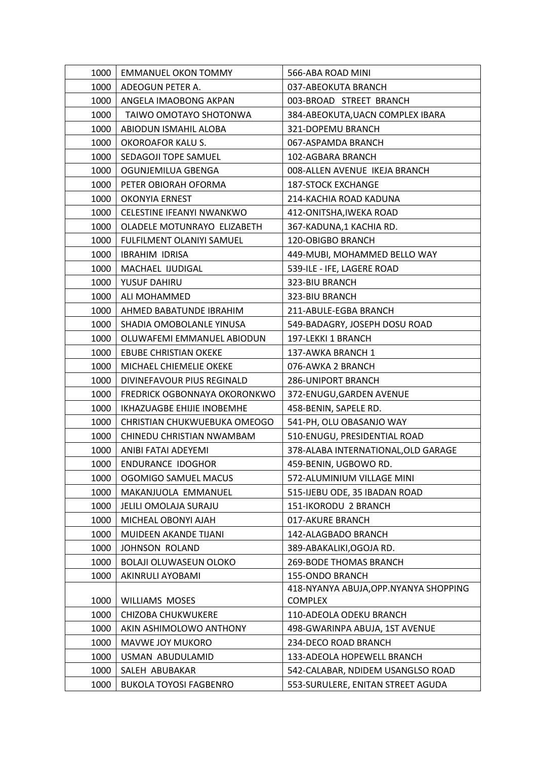| 1000 | EMMANUEL OKON TOMMY | 566-ABA ROAD MINI |
|---|---|---|
| 1000 | ADEOGUN PETER A. | 037-ABEOKUTA BRANCH |
| 1000 | ANGELA IMAOBONG AKPAN | 003-BROAD STREET BRANCH |
| 1000 | TAIWO OMOTAYO SHOTONWA | 384-ABEOKUTA,UACN COMPLEX IBARA |
| 1000 | ABIODUN ISMAHIL ALOBA | 321-DOPEMU BRANCH |
| 1000 | OKOROAFOR KALU S. | 067-ASPAMDA BRANCH |
| 1000 | SEDAGOJI TOPE SAMUEL | 102-AGBARA BRANCH |
| 1000 | OGUNJEMILUA GBENGA | 008-ALLEN AVENUE IKEJA BRANCH |
| 1000 | PETER OBIORAH OFORMA | 187-STOCK EXCHANGE |
| 1000 | OKONYIA ERNEST | 214-KACHIA ROAD KADUNA |
| 1000 | CELESTINE IFEANYI NWANKWO | 412-ONITSHA,IWEKA ROAD |
| 1000 | OLADELE MOTUNRAYO ELIZABETH | 367-KADUNA,1 KACHIA RD. |
| 1000 | FULFILMENT OLANIYI SAMUEL | 120-OBIGBO BRANCH |
| 1000 | IBRAHIM IDRISA | 449-MUBI, MOHAMMED BELLO WAY |
| 1000 | MACHAEL IJUDIGAL | 539-ILE - IFE, LAGERE ROAD |
| 1000 | YUSUF DAHIRU | 323-BIU BRANCH |
| 1000 | ALI MOHAMMED | 323-BIU BRANCH |
| 1000 | AHMED BABATUNDE IBRAHIM | 211-ABULE-EGBA BRANCH |
| 1000 | SHADIA OMOBOLANLE YINUSA | 549-BADAGRY, JOSEPH DOSU ROAD |
| 1000 | OLUWAFEMI EMMANUEL ABIODUN | 197-LEKKI 1 BRANCH |
| 1000 | EBUBE CHRISTIAN OKEKE | 137-AWKA BRANCH 1 |
| 1000 | MICHAEL CHIEMELIE OKEKE | 076-AWKA 2 BRANCH |
| 1000 | DIVINEFAVOUR PIUS REGINALD | 286-UNIPORT BRANCH |
| 1000 | FREDRICK OGBONNAYA OKORONKWO | 372-ENUGU,GARDEN AVENUE |
| 1000 | IKHAZUAGBE EHIJIE INOBEMHE | 458-BENIN, SAPELE RD. |
| 1000 | CHRISTIAN CHUKWUEBUKA OMEOGO | 541-PH, OLU OBASANJO WAY |
| 1000 | CHINEDU CHRISTIAN NWAMBAM | 510-ENUGU, PRESIDENTIAL ROAD |
| 1000 | ANIBI FATAI ADEYEMI | 378-ALABA INTERNATIONAL,OLD GARAGE |
| 1000 | ENDURANCE IDOGHOR | 459-BENIN, UGBOWO RD. |
| 1000 | OGOMIGO SAMUEL MACUS | 572-ALUMINIUM VILLAGE MINI |
| 1000 | MAKANJUOLA EMMANUEL | 515-IJEBU ODE, 35 IBADAN ROAD |
| 1000 | JELILI OMOLAJA SURAJU | 151-IKORODU 2 BRANCH |
| 1000 | MICHEAL OBONYI AJAH | 017-AKURE BRANCH |
| 1000 | MUIDEEN AKANDE TIJANI | 142-ALAGBADO BRANCH |
| 1000 | JOHNSON ROLAND | 389-ABAKALIKI,OGOJA RD. |
| 1000 | BOLAJI OLUWASEUN OLOKO | 269-BODE THOMAS BRANCH |
| 1000 | AKINRULI AYOBAMI | 155-ONDO BRANCH |
| 1000 | WILLIAMS MOSES | 418-NYANYA ABUJA,OPP.NYANYA SHOPPING COMPLEX |
| 1000 | CHIZOBA CHUKWUKERE | 110-ADEOLA ODEKU BRANCH |
| 1000 | AKIN ASHIMOLOWO ANTHONY | 498-GWARINPA ABUJA, 1ST AVENUE |
| 1000 | MAVWE JOY MUKORO | 234-DECO ROAD BRANCH |
| 1000 | USMAN ABUDULAMID | 133-ADEOLA HOPEWELL BRANCH |
| 1000 | SALEH ABUBAKAR | 542-CALABAR, NDIDEM USANGLSO ROAD |
| 1000 | BUKOLA TOYOSI FAGBENRO | 553-SURULERE, ENITAN STREET AGUDA |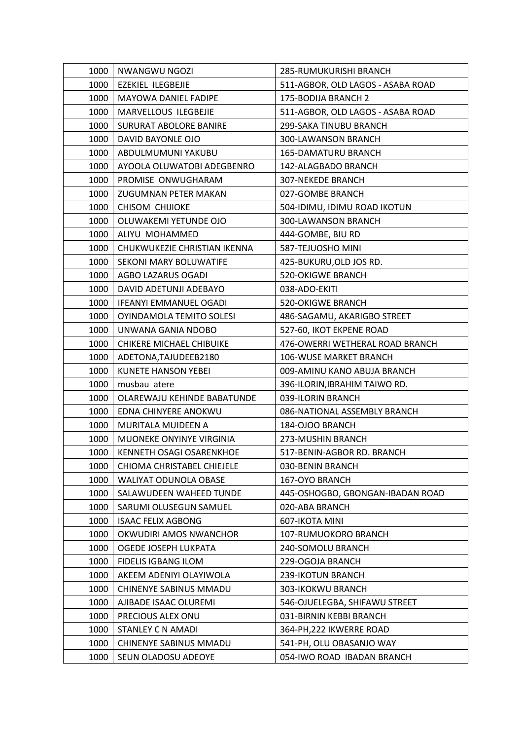| 1000 | NWANGWU NGOZI | 285-RUMUKURISHI BRANCH |
|---|---|---|
| 1000 | EZEKIEL ILEGBEJIE | 511-AGBOR, OLD LAGOS - ASABA ROAD |
| 1000 | MAYOWA DANIEL FADIPE | 175-BODIJA BRANCH 2 |
| 1000 | MARVELLOUS ILEGBEJIE | 511-AGBOR, OLD LAGOS - ASABA ROAD |
| 1000 | SURURAT ABOLORE BANIRE | 299-SAKA TINUBU BRANCH |
| 1000 | DAVID BAYONLE OJO | 300-LAWANSON BRANCH |
| 1000 | ABDULMUMUNI YAKUBU | 165-DAMATURU BRANCH |
| 1000 | AYOOLA OLUWATOBI ADEGBENRO | 142-ALAGBADO BRANCH |
| 1000 | PROMISE ONWUGHARAM | 307-NEKEDE BRANCH |
| 1000 | ZUGUMNAN PETER MAKAN | 027-GOMBE BRANCH |
| 1000 | CHISOM CHIJIOKE | 504-IDIMU, IDIMU ROAD IKOTUN |
| 1000 | OLUWAKEMI YETUNDE OJO | 300-LAWANSON BRANCH |
| 1000 | ALIYU MOHAMMED | 444-GOMBE, BIU RD |
| 1000 | CHUKWUKEZIE CHRISTIAN IKENNA | 587-TEJUOSHO MINI |
| 1000 | SEKONI MARY BOLUWATIFE | 425-BUKURU,OLD JOS RD. |
| 1000 | AGBO LAZARUS OGADI | 520-OKIGWE BRANCH |
| 1000 | DAVID ADETUNJI ADEBAYO | 038-ADO-EKITI |
| 1000 | IFEANYI EMMANUEL OGADI | 520-OKIGWE BRANCH |
| 1000 | OYINDAMOLA TEMITO SOLESI | 486-SAGAMU, AKARIGBO STREET |
| 1000 | UNWANA GANIA NDOBO | 527-60, IKOT EKPENE ROAD |
| 1000 | CHIKERE MICHAEL CHIBUIKE | 476-OWERRI WETHERAL ROAD BRANCH |
| 1000 | ADETONA,TAJUDEEB2180 | 106-WUSE MARKET BRANCH |
| 1000 | KUNETE HANSON YEBEI | 009-AMINU KANO ABUJA BRANCH |
| 1000 | musbau atere | 396-ILORIN,IBRAHIM TAIWO RD. |
| 1000 | OLAREWAJU KEHINDE BABATUNDE | 039-ILORIN BRANCH |
| 1000 | EDNA CHINYERE ANOKWU | 086-NATIONAL ASSEMBLY BRANCH |
| 1000 | MURITALA MUIDEEN A | 184-OJOO BRANCH |
| 1000 | MUONEKE ONYINYE VIRGINIA | 273-MUSHIN BRANCH |
| 1000 | KENNETH OSAGI OSARENKHOE | 517-BENIN-AGBOR RD. BRANCH |
| 1000 | CHIOMA CHRISTABEL CHIEJELE | 030-BENIN BRANCH |
| 1000 | WALIYAT ODUNOLA OBASE | 167-OYO BRANCH |
| 1000 | SALAWUDEEN WAHEED TUNDE | 445-OSHOGBO, GBONGAN-IBADAN ROAD |
| 1000 | SARUMI OLUSEGUN SAMUEL | 020-ABA BRANCH |
| 1000 | ISAAC FELIX AGBONG | 607-IKOTA MINI |
| 1000 | OKWUDIRI AMOS NWANCHOR | 107-RUMUOKORO BRANCH |
| 1000 | OGEDE JOSEPH LUKPATA | 240-SOMOLU BRANCH |
| 1000 | FIDELIS IGBANG ILOM | 229-OGOJA BRANCH |
| 1000 | AKEEM ADENIYI OLAYIWOLA | 239-IKOTUN BRANCH |
| 1000 | CHINENYE SABINUS MMADU | 303-IKOKWU BRANCH |
| 1000 | AJIBADE ISAAC OLUREMI | 546-OJUELEGBA, SHIFAWU STREET |
| 1000 | PRECIOUS ALEX ONU | 031-BIRNIN KEBBI BRANCH |
| 1000 | STANLEY C N AMADI | 364-PH,222 IKWERRE ROAD |
| 1000 | CHINENYE SABINUS MMADU | 541-PH, OLU OBASANJO WAY |
| 1000 | SEUN OLADOSU ADEOYE | 054-IWO ROAD IBADAN BRANCH |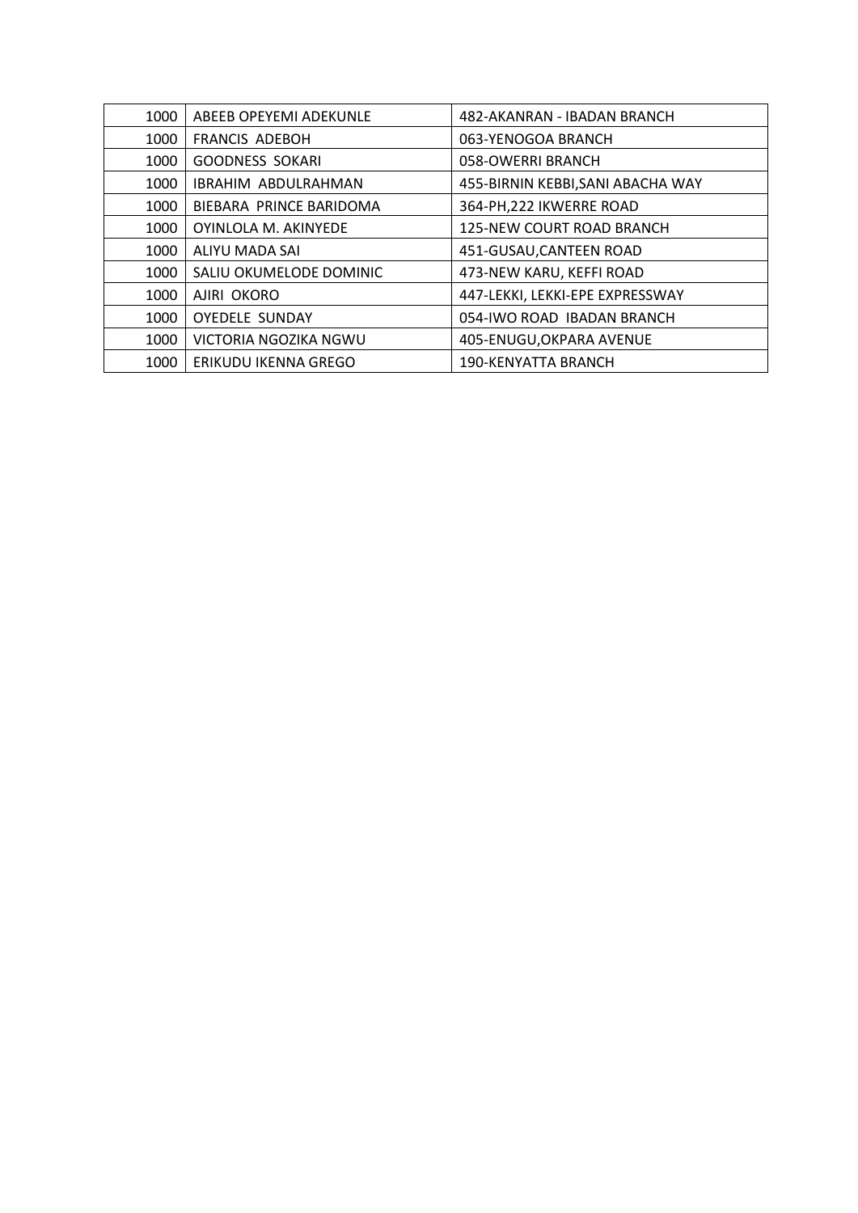| | | |
|---|---|---|
| 1000 | ABEEB OPEYEMI ADEKUNLE | 482-AKANRAN - IBADAN BRANCH |
| 1000 | FRANCIS ADEBOH | 063-YENOGOA BRANCH |
| 1000 | GOODNESS SOKARI | 058-OWERRI BRANCH |
| 1000 | IBRAHIM ABDULRAHMAN | 455-BIRNIN KEBBI,SANI ABACHA WAY |
| 1000 | BIEBARA PRINCE BARIDOMA | 364-PH,222 IKWERRE ROAD |
| 1000 | OYINLOLA M. AKINYEDE | 125-NEW COURT ROAD BRANCH |
| 1000 | ALIYU MADA SAI | 451-GUSAU,CANTEEN ROAD |
| 1000 | SALIU OKUMELODE DOMINIC | 473-NEW KARU, KEFFI ROAD |
| 1000 | AJIRI OKORO | 447-LEKKI, LEKKI-EPE EXPRESSWAY |
| 1000 | OYEDELE SUNDAY | 054-IWO ROAD IBADAN BRANCH |
| 1000 | VICTORIA NGOZIKA NGWU | 405-ENUGU,OKPARA AVENUE |
| 1000 | ERIKUDU IKENNA GREGO | 190-KENYATTA BRANCH |